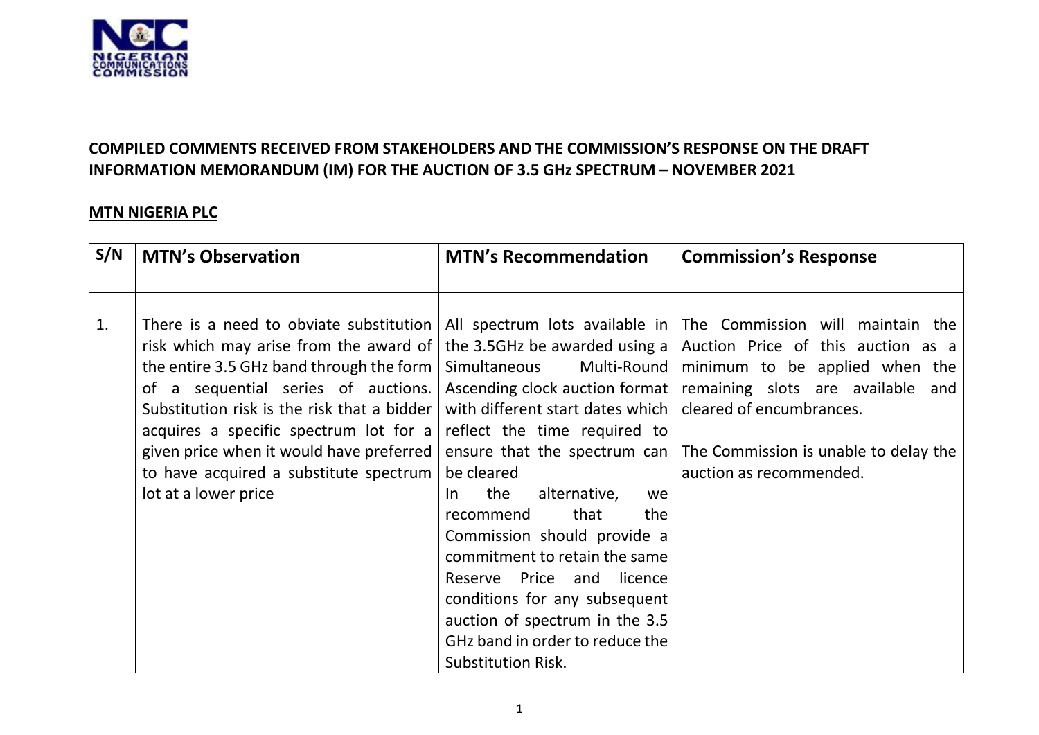**COMPILED COMMENTS RECEIVED FROM STAKEHOLDERS AND THE COMMISSION'S RESPONSE ON THE DRAFT INFORMATION MEMORANDUM (IM) FOR THE AUCTION OF 3.5 GHz SPECTRUM – NOVEMBER 2021**

**MTN NIGERIA PLC**

| S/N | MTN's Observation | MTN's Recommendation | Commission's Response |
|---|---|---|---|
| 1. | There is a need to obviate substitution risk which may arise from the award of the entire 3.5 GHz band through the form of a sequential series of auctions. Substitution risk is the risk that a bidder acquires a specific spectrum lot for a given price when it would have preferred to have acquired a substitute spectrum lot at a lower price | All spectrum lots available in the 3.5GHz be awarded using a Simultaneous Multi-Round Ascending clock auction format with different start dates which reflect the time required to ensure that the spectrum can be cleared<br>In the alternative, we recommend that the Commission should provide a commitment to retain the same Reserve Price and licence conditions for any subsequent auction of spectrum in the 3.5 GHz band in order to reduce the Substitution Risk. | The Commission will maintain the Auction Price of this auction as a minimum to be applied when the remaining slots are available and cleared of encumbrances.<br><br>The Commission is unable to delay the auction as recommended. |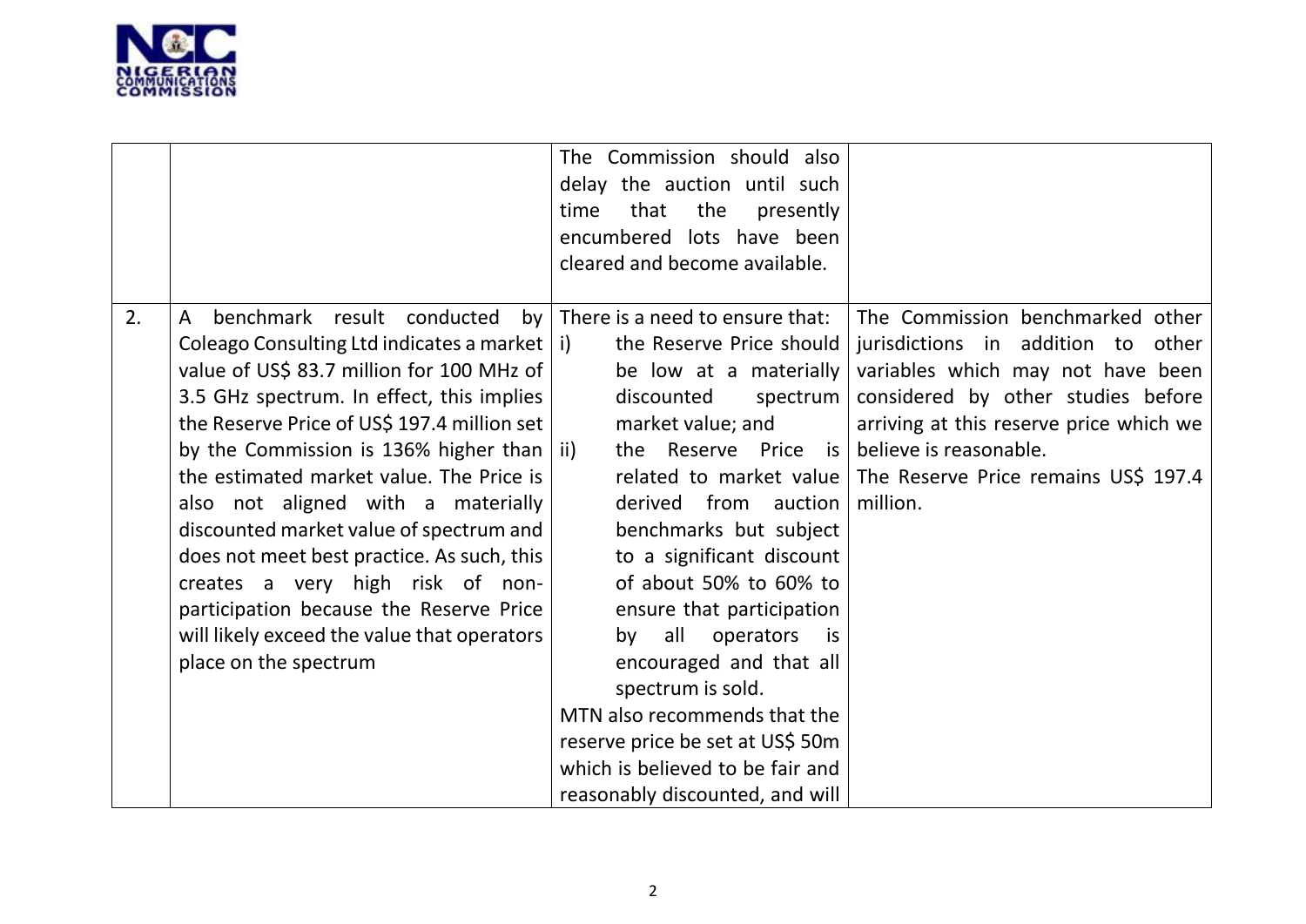| | | | |
|---|---|---|---|
| | | The Commission should also delay the auction until such time that the presently encumbered lots have been cleared and become available. | |
| 2. | A benchmark result conducted by Coleago Consulting Ltd indicates a market value of US$ 83.7 million for 100 MHz of 3.5 GHz spectrum. In effect, this implies the Reserve Price of US$ 197.4 million set by the Commission is 136% higher than the estimated market value. The Price is also not aligned with a materially discounted market value of spectrum and does not meet best practice. As such, this creates a very high risk of non-participation because the Reserve Price will likely exceed the value that operators place on the spectrum | There is a need to ensure that:<br>i) the Reserve Price should be low at a materially discounted spectrum market value; and<br>ii) the Reserve Price is related to market value derived from auction benchmarks but subject to a significant discount of about 50% to 60% to ensure that participation by all operators is encouraged and that all spectrum is sold.<br>MTN also recommends that the reserve price be set at US$ 50m which is believed to be fair and reasonably discounted, and will | The Commission benchmarked other jurisdictions in addition to other variables which may not have been considered by other studies before arriving at this reserve price which we believe is reasonable.<br>The Reserve Price remains US$ 197.4 million. |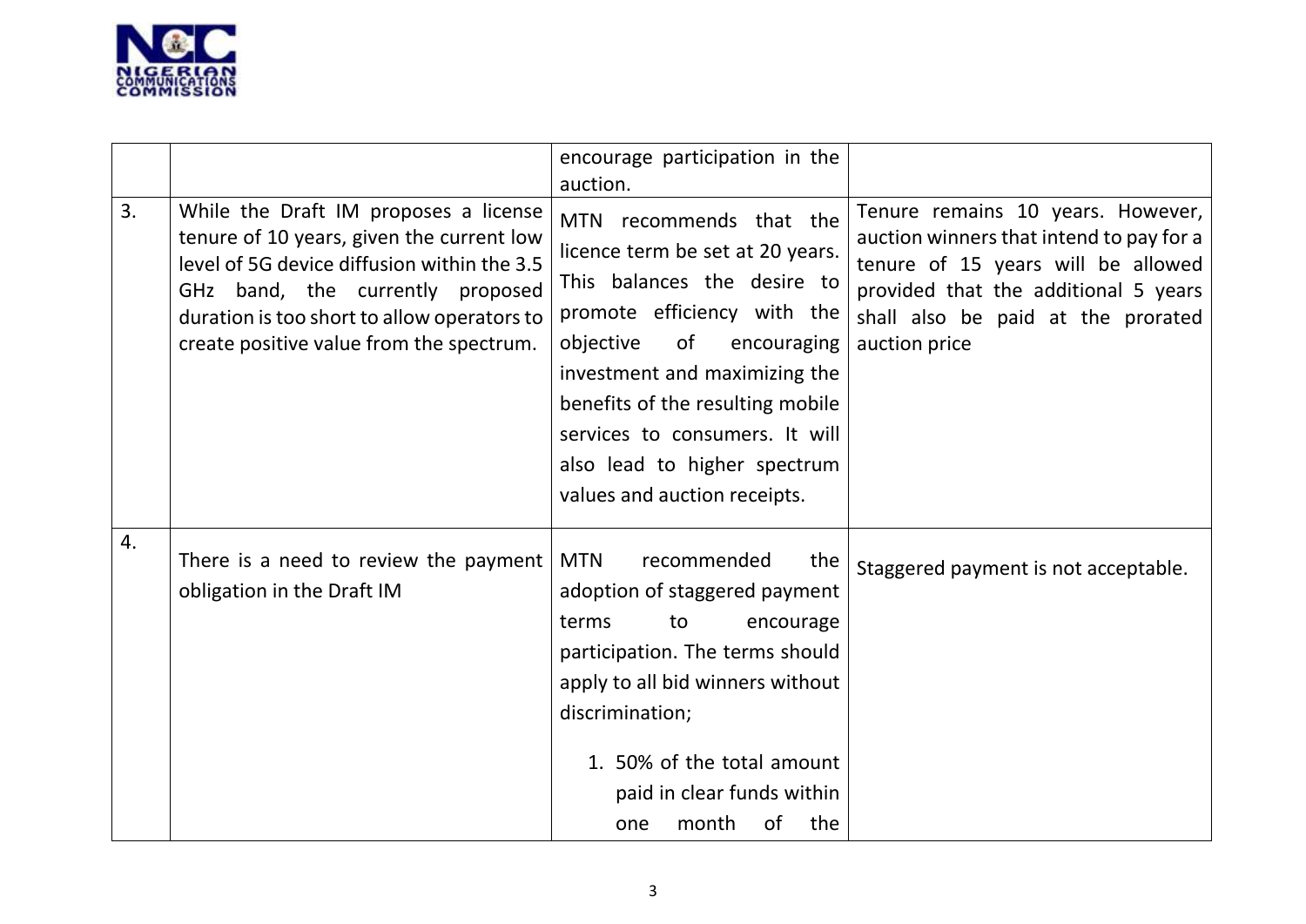| | | | |
|---|---|---|---|
| | | encourage participation in the auction. | |
| 3. | While the Draft IM proposes a license tenure of 10 years, given the current low level of 5G device diffusion within the 3.5 GHz band, the currently proposed duration is too short to allow operators to create positive value from the spectrum. | MTN recommends that the licence term be set at 20 years. This balances the desire to promote efficiency with the objective of encouraging investment and maximizing the benefits of the resulting mobile services to consumers. It will also lead to higher spectrum values and auction receipts. | Tenure remains 10 years. However, auction winners that intend to pay for a tenure of 15 years will be allowed provided that the additional 5 years shall also be paid at the prorated auction price |
| 4. | There is a need to review the payment obligation in the Draft IM | MTN recommended the adoption of staggered payment terms to encourage participation. The terms should apply to all bid winners without discrimination;<br><br>1. 50% of the total amount paid in clear funds within one month of the | Staggered payment is not acceptable. |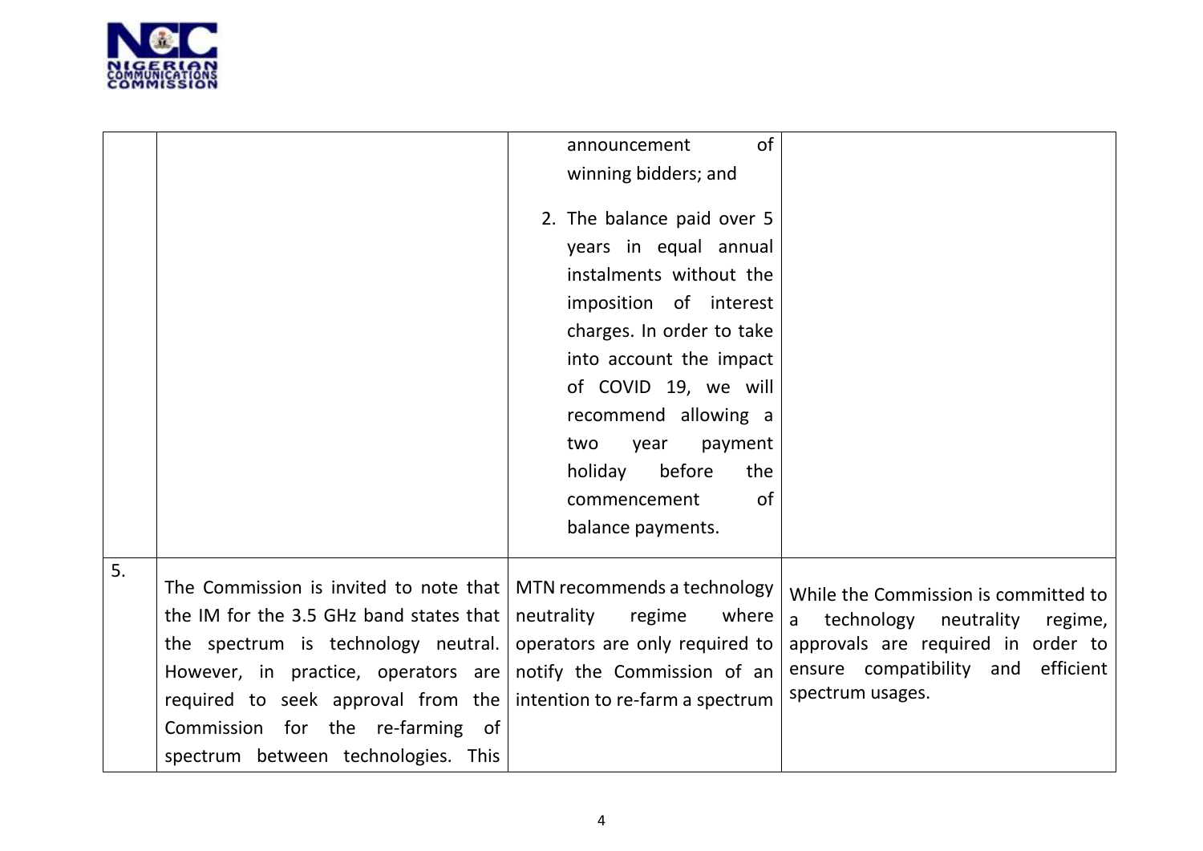| | | | |
|---|---|---|---|
| | | announcement of winning bidders; and<br><br>2. The balance paid over 5 years in equal annual instalments without the imposition of interest charges. In order to take into account the impact of COVID 19, we will recommend allowing a two year payment holiday before the commencement of balance payments. | |
| 5. | The Commission is invited to note that the IM for the 3.5 GHz band states that the spectrum is technology neutral. However, in practice, operators are required to seek approval from the Commission for the re-farming of spectrum between technologies. This | MTN recommends a technology neutrality regime where operators are only required to notify the Commission of an intention to re-farm a spectrum | While the Commission is committed to a technology neutrality regime, approvals are required in order to ensure compatibility and efficient spectrum usages. |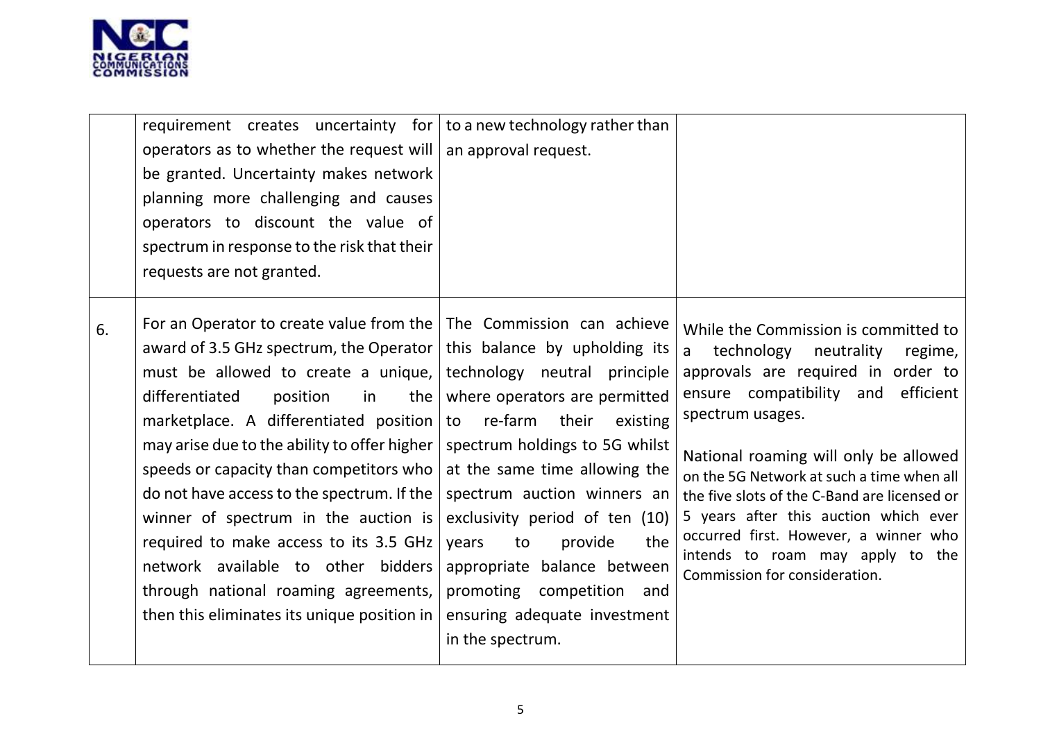| | | | |
|---|---|---|---|
| | requirement creates uncertainty for operators as to whether the request will be granted. Uncertainty makes network planning more challenging and causes operators to discount the value of spectrum in response to the risk that their requests are not granted. | to a new technology rather than an approval request. | |
| 6. | For an Operator to create value from the award of 3.5 GHz spectrum, the Operator must be allowed to create a unique, differentiated position in the marketplace. A differentiated position may arise due to the ability to offer higher speeds or capacity than competitors who do not have access to the spectrum. If the winner of spectrum in the auction is required to make access to its 3.5 GHz network available to other bidders through national roaming agreements, then this eliminates its unique position in | The Commission can achieve this balance by upholding its technology neutral principle where operators are permitted to re-farm their existing spectrum holdings to 5G whilst at the same time allowing the spectrum auction winners an exclusivity period of ten (10) years to provide the appropriate balance between promoting competition and ensuring adequate investment in the spectrum. | While the Commission is committed to a technology neutrality regime, approvals are required in order to ensure compatibility and efficient spectrum usages.<br><br>National roaming will only be allowed on the 5G Network at such a time when all the five slots of the C-Band are licensed or 5 years after this auction which ever occurred first. However, a winner who intends to roam may apply to the Commission for consideration. |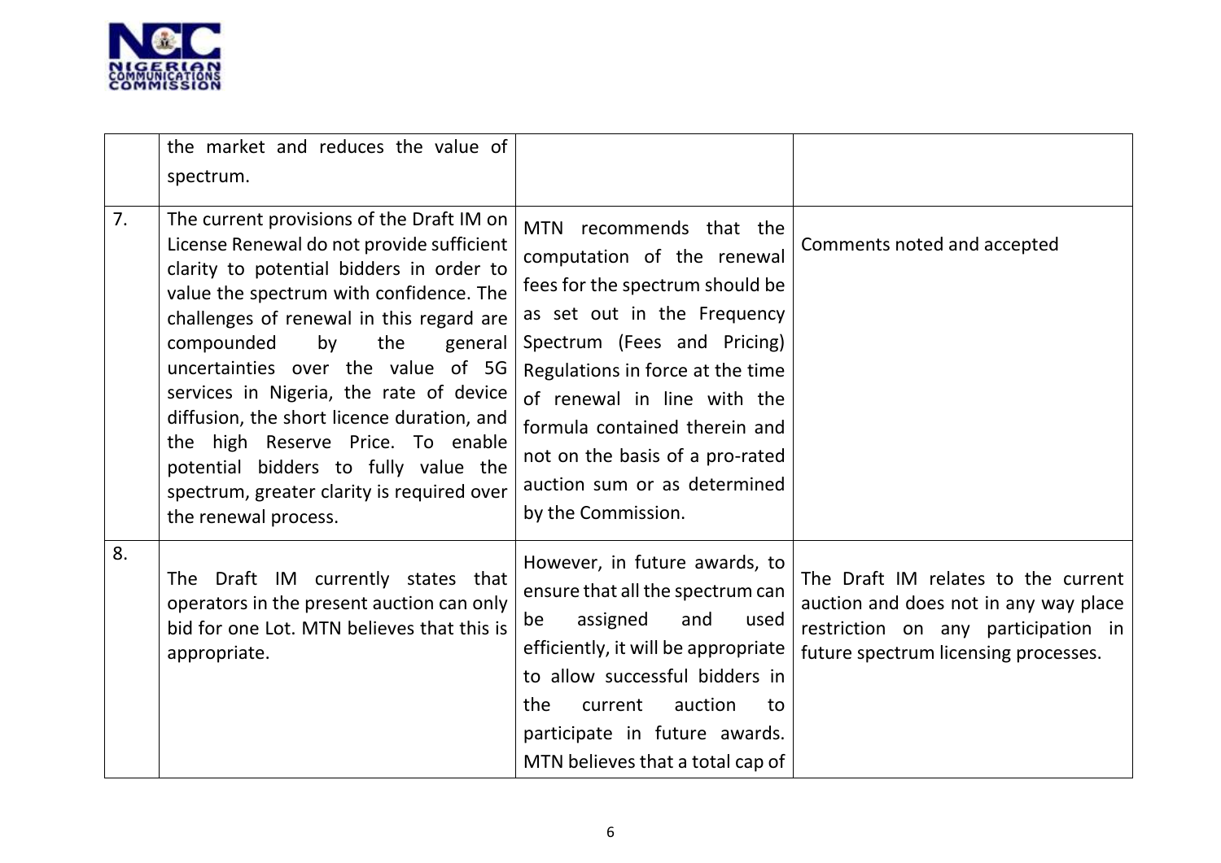| | | | |
|---|---|---|---|
| | the market and reduces the value of spectrum. | | |
| 7. | The current provisions of the Draft IM on License Renewal do not provide sufficient clarity to potential bidders in order to value the spectrum with confidence. The challenges of renewal in this regard are compounded by the general uncertainties over the value of 5G services in Nigeria, the rate of device diffusion, the short licence duration, and the high Reserve Price. To enable potential bidders to fully value the spectrum, greater clarity is required over the renewal process. | MTN recommends that the computation of the renewal fees for the spectrum should be as set out in the Frequency Spectrum (Fees and Pricing) Regulations in force at the time of renewal in line with the formula contained therein and not on the basis of a pro-rated auction sum or as determined by the Commission. | Comments noted and accepted |
| 8. | The Draft IM currently states that operators in the present auction can only bid for one Lot. MTN believes that this is appropriate. | However, in future awards, to ensure that all the spectrum can be assigned and used efficiently, it will be appropriate to allow successful bidders in the current auction to participate in future awards. MTN believes that a total cap of | The Draft IM relates to the current auction and does not in any way place restriction on any participation in future spectrum licensing processes. |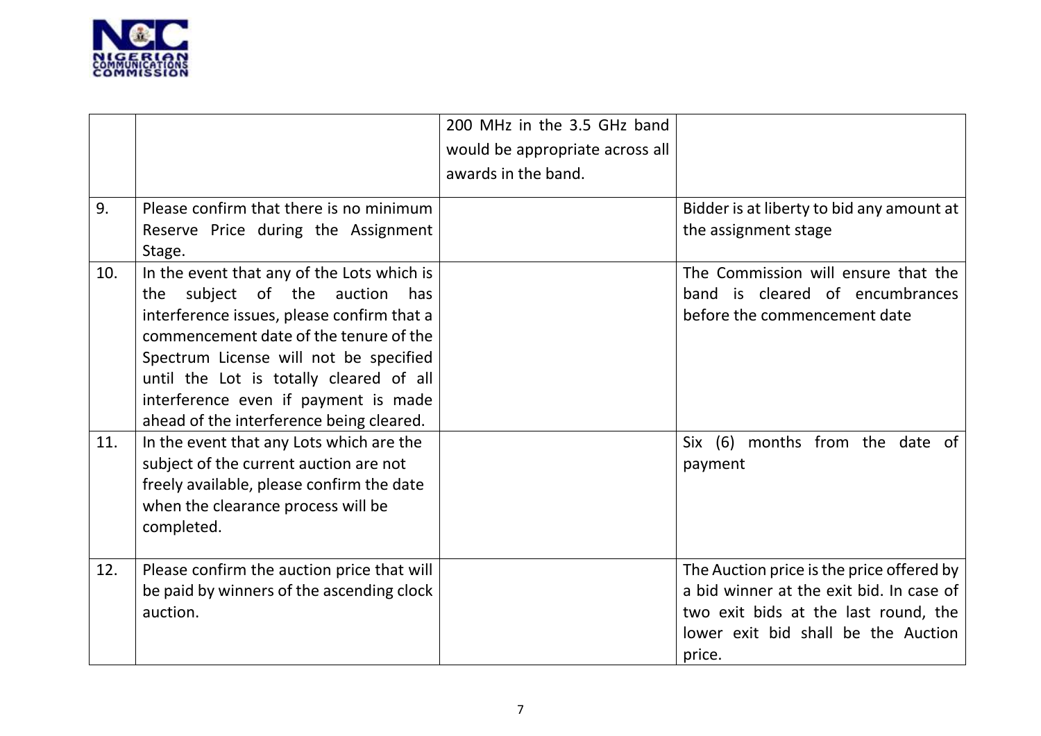| | | | |
|---|---|---|---|
| | | 200 MHz in the 3.5 GHz band would be appropriate across all awards in the band. | |
| 9. | Please confirm that there is no minimum Reserve Price during the Assignment Stage. | | Bidder is at liberty to bid any amount at the assignment stage |
| 10. | In the event that any of the Lots which is the subject of the auction has interference issues, please confirm that a commencement date of the tenure of the Spectrum License will not be specified until the Lot is totally cleared of all interference even if payment is made ahead of the interference being cleared. | | The Commission will ensure that the band is cleared of encumbrances before the commencement date |
| 11. | In the event that any Lots which are the subject of the current auction are not freely available, please confirm the date when the clearance process will be completed. | | Six (6) months from the date of payment |
| 12. | Please confirm the auction price that will be paid by winners of the ascending clock auction. | | The Auction price is the price offered by a bid winner at the exit bid. In case of two exit bids at the last round, the lower exit bid shall be the Auction price. |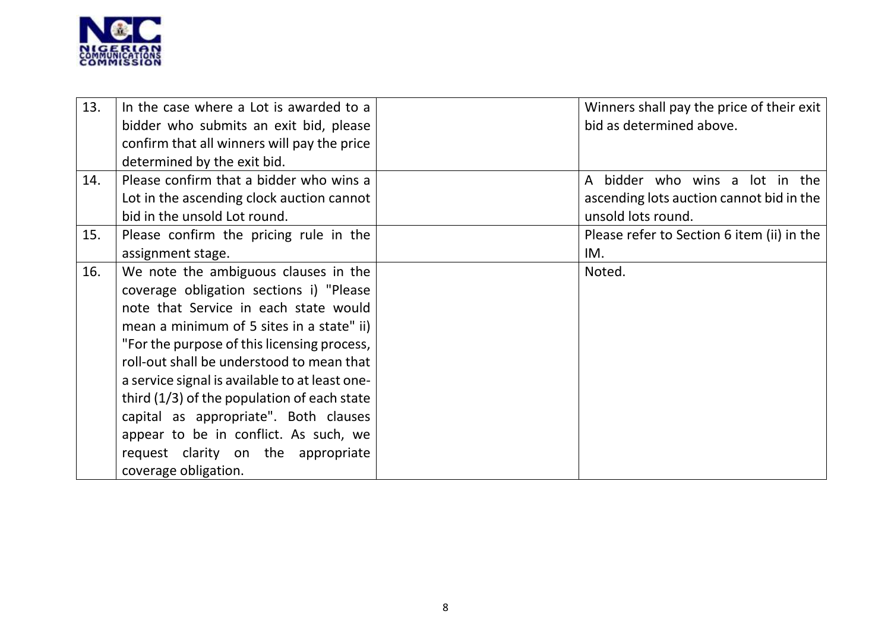| | | | |
|---|---|---|---|
| 13. | In the case where a Lot is awarded to a bidder who submits an exit bid, please confirm that all winners will pay the price determined by the exit bid. | | Winners shall pay the price of their exit bid as determined above. |
| 14. | Please confirm that a bidder who wins a Lot in the ascending clock auction cannot bid in the unsold Lot round. | | A bidder who wins a lot in the ascending lots auction cannot bid in the unsold lots round. |
| 15. | Please confirm the pricing rule in the assignment stage. | | Please refer to Section 6 item (ii) in the IM. |
| 16. | We note the ambiguous clauses in the coverage obligation sections i) "Please note that Service in each state would mean a minimum of 5 sites in a state" ii) "For the purpose of this licensing process, roll-out shall be understood to mean that a service signal is available to at least one-third (1/3) of the population of each state capital as appropriate". Both clauses appear to be in conflict. As such, we request clarity on the appropriate coverage obligation. | | Noted. |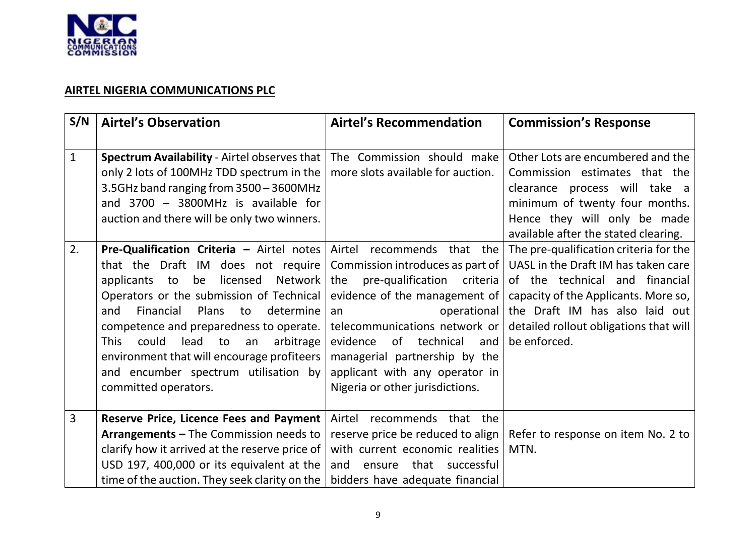**AIRTEL NIGERIA COMMUNICATIONS PLC**

| S/N | Airtel's Observation | Airtel's Recommendation | Commission's Response |
|---|---|---|---|
| 1 | **Spectrum Availability** - Airtel observes that only 2 lots of 100MHz TDD spectrum in the 3.5GHz band ranging from 3500 – 3600MHz and 3700 – 3800MHz is available for auction and there will be only two winners. | The Commission should make more slots available for auction. | Other Lots are encumbered and the Commission estimates that the clearance process will take a minimum of twenty four months. Hence they will only be made available after the stated clearing. |
| 2. | **Pre-Qualification Criteria –** Airtel notes that the Draft IM does not require applicants to be licensed Network Operators or the submission of Technical and Financial Plans to determine competence and preparedness to operate. This could lead to an arbitrage environment that will encourage profiteers and encumber spectrum utilisation by committed operators. | Airtel recommends that the Commission introduces as part of the pre-qualification criteria evidence of the management of an operational telecommunications network or evidence of technical and managerial partnership by the applicant with any operator in Nigeria or other jurisdictions. | The pre-qualification criteria for the UASL in the Draft IM has taken care of the technical and financial capacity of the Applicants. More so, the Draft IM has also laid out detailed rollout obligations that will be enforced. |
| 3 | **Reserve Price, Licence Fees and Payment Arrangements –** The Commission needs to clarify how it arrived at the reserve price of USD 197, 400,000 or its equivalent at the time of the auction. They seek clarity on the | Airtel recommends that the reserve price be reduced to align with current economic realities and ensure that successful bidders have adequate financial | Refer to response on item No. 2 to MTN. |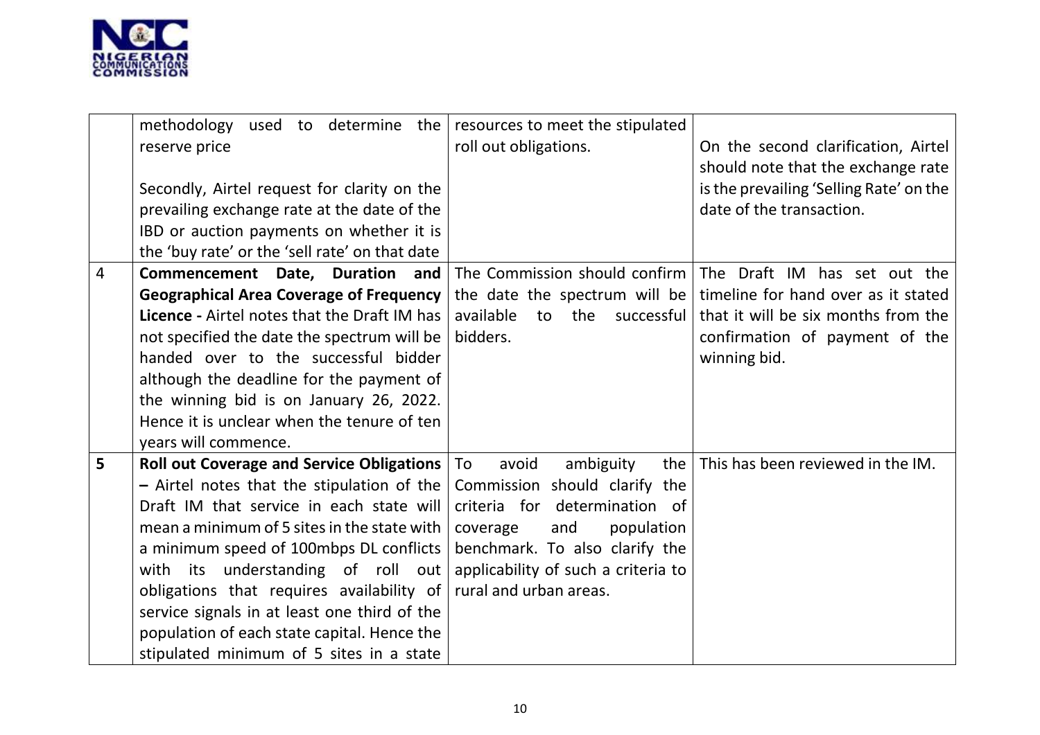| | | | |
|---|---|---|---|
| | methodology used to determine the reserve price<br><br>Secondly, Airtel request for clarity on the prevailing exchange rate at the date of the IBD or auction payments on whether it is the 'buy rate' or the 'sell rate' on that date | resources to meet the stipulated roll out obligations. | On the second clarification, Airtel should note that the exchange rate is the prevailing 'Selling Rate' on the date of the transaction. |
| 4 | **Commencement Date, Duration and Geographical Area Coverage of Frequency Licence -** Airtel notes that the Draft IM has not specified the date the spectrum will be handed over to the successful bidder although the deadline for the payment of the winning bid is on January 26, 2022. Hence it is unclear when the tenure of ten years will commence. | The Commission should confirm the date the spectrum will be available to the successful bidders. | The Draft IM has set out the timeline for hand over as it stated that it will be six months from the confirmation of payment of the winning bid. |
| **5** | **Roll out Coverage and Service Obligations –** Airtel notes that the stipulation of the Draft IM that service in each state will mean a minimum of 5 sites in the state with a minimum speed of 100mbps DL conflicts with its understanding of roll out obligations that requires availability of service signals in at least one third of the population of each state capital. Hence the stipulated minimum of 5 sites in a state | To avoid ambiguity the Commission should clarify the criteria for determination of coverage and population benchmark. To also clarify the applicability of such a criteria to rural and urban areas. | This has been reviewed in the IM. |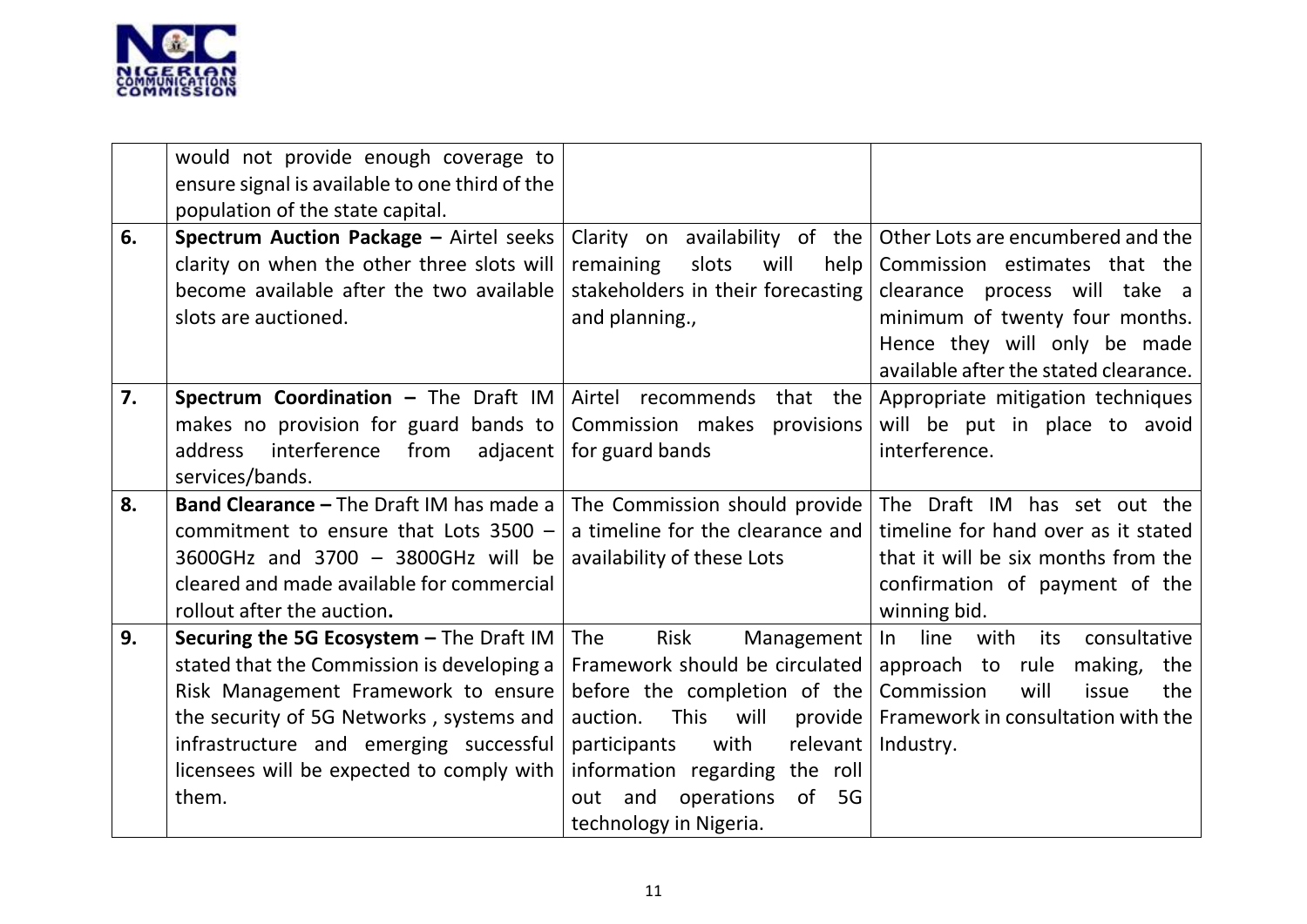| | | | |
|---|---|---|---|
| | would not provide enough coverage to ensure signal is available to one third of the population of the state capital. | | |
| **6.** | **Spectrum Auction Package –** Airtel seeks clarity on when the other three slots will become available after the two available slots are auctioned. | Clarity on availability of the remaining slots will help stakeholders in their forecasting and planning., | Other Lots are encumbered and the Commission estimates that the clearance process will take a minimum of twenty four months. Hence they will only be made available after the stated clearance. |
| **7.** | **Spectrum Coordination –** The Draft IM makes no provision for guard bands to address interference from adjacent services/bands. | Airtel recommends that the Commission makes provisions for guard bands | Appropriate mitigation techniques will be put in place to avoid interference. |
| **8.** | **Band Clearance –** The Draft IM has made a commitment to ensure that Lots 3500 – 3600GHz and 3700 – 3800GHz will be cleared and made available for commercial rollout after the auction**.** | The Commission should provide a timeline for the clearance and availability of these Lots | The Draft IM has set out the timeline for hand over as it stated that it will be six months from the confirmation of payment of the winning bid. |
| **9.** | **Securing the 5G Ecosystem –** The Draft IM stated that the Commission is developing a Risk Management Framework to ensure the security of 5G Networks , systems and infrastructure and emerging successful licensees will be expected to comply with them. | The Risk Management Framework should be circulated before the completion of the auction. This will provide participants with relevant information regarding the roll out and operations of 5G technology in Nigeria. | In line with its consultative approach to rule making, the Commission will issue the Framework in consultation with the Industry. |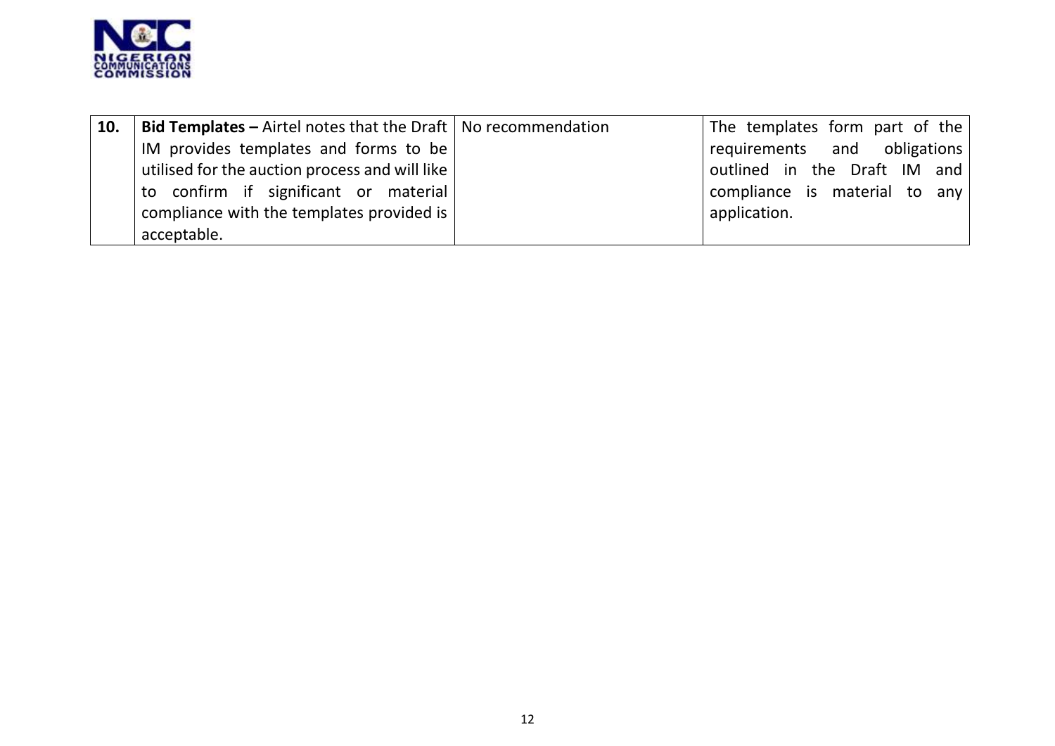| | | | |
|---|---|---|---|
| **10.** | **Bid Templates –** Airtel notes that the Draft IM provides templates and forms to be utilised for the auction process and will like to confirm if significant or material compliance with the templates provided is acceptable. | No recommendation | The templates form part of the requirements and obligations outlined in the Draft IM and compliance is material to any application. |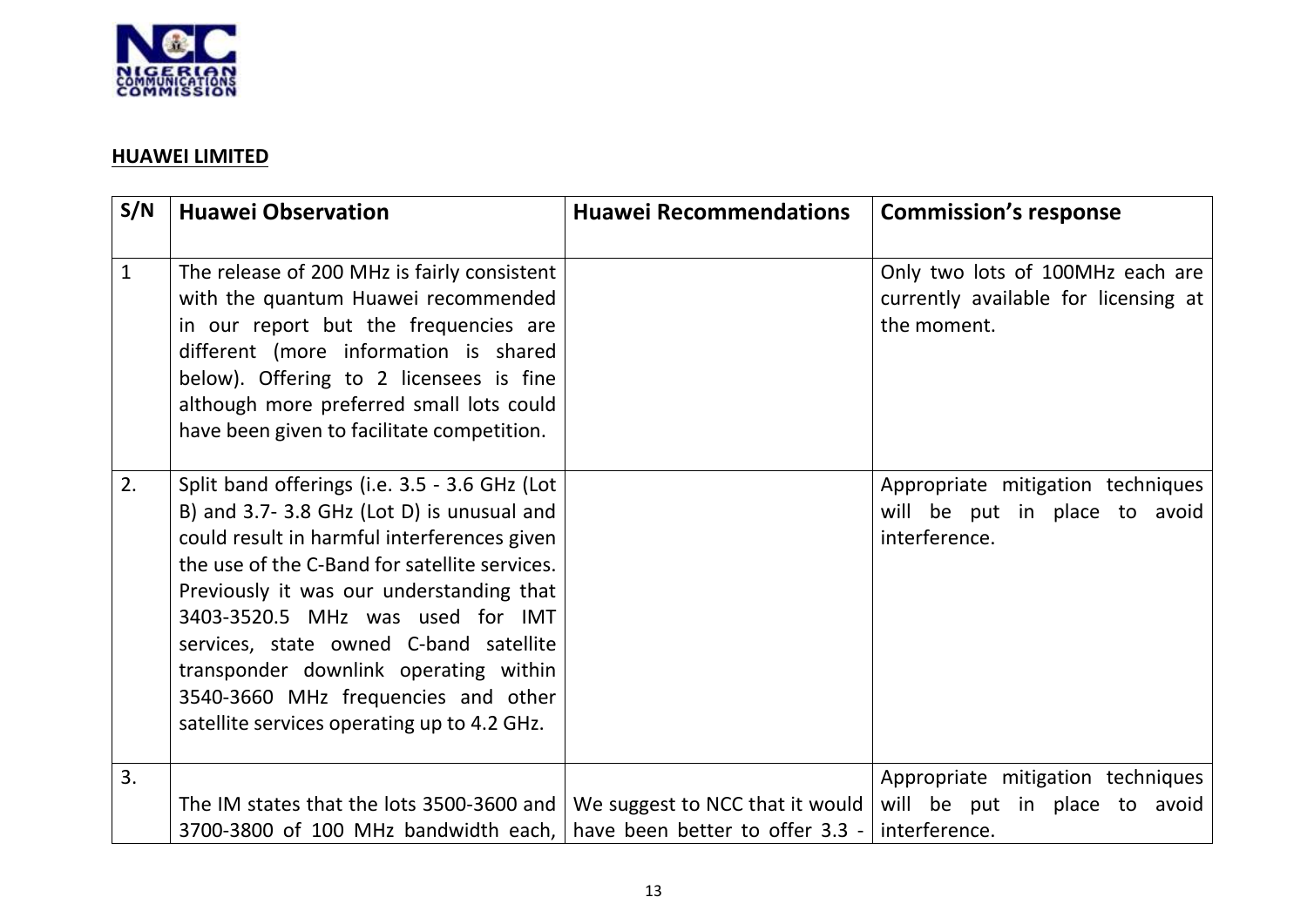**HUAWEI LIMITED**

| S/N | Huawei Observation | Huawei Recommendations | Commission's response |
|---|---|---|---|
| 1 | The release of 200 MHz is fairly consistent with the quantum Huawei recommended in our report but the frequencies are different (more information is shared below). Offering to 2 licensees is fine although more preferred small lots could have been given to facilitate competition. | | Only two lots of 100MHz each are currently available for licensing at the moment. |
| 2. | Split band offerings (i.e. 3.5 - 3.6 GHz (Lot B) and 3.7- 3.8 GHz (Lot D) is unusual and could result in harmful interferences given the use of the C-Band for satellite services. Previously it was our understanding that 3403-3520.5 MHz was used for IMT services, state owned C-band satellite transponder downlink operating within 3540-3660 MHz frequencies and other satellite services operating up to 4.2 GHz. | | Appropriate mitigation techniques will be put in place to avoid interference. |
| 3. | The IM states that the lots 3500-3600 and 3700-3800 of 100 MHz bandwidth each, | We suggest to NCC that it would have been better to offer 3.3 - | Appropriate mitigation techniques will be put in place to avoid interference. |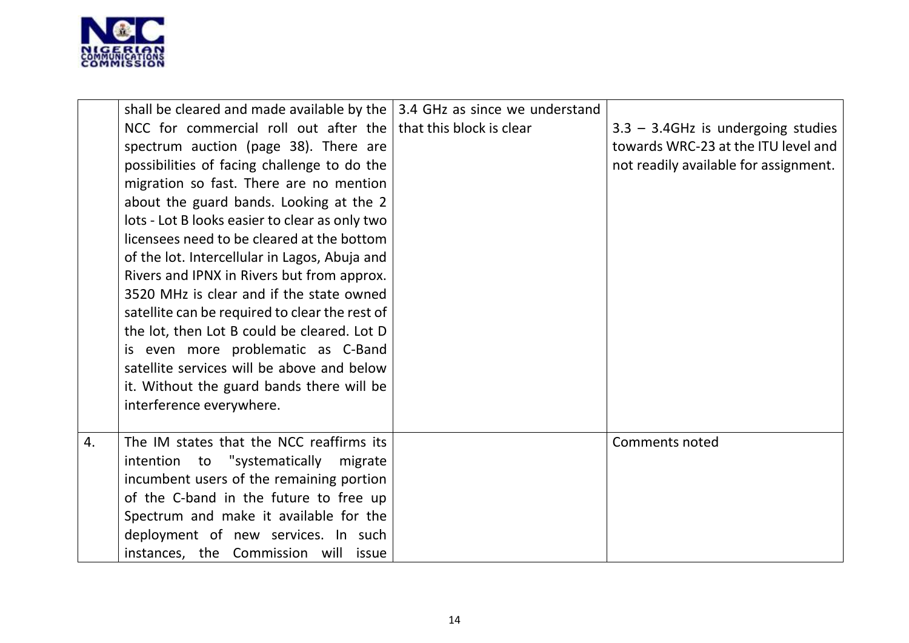| | | | |
|---|---|---|---|
| | shall be cleared and made available by the NCC for commercial roll out after the spectrum auction (page 38). There are possibilities of facing challenge to do the migration so fast. There are no mention about the guard bands. Looking at the 2 lots - Lot B looks easier to clear as only two licensees need to be cleared at the bottom of the lot. Intercellular in Lagos, Abuja and Rivers and IPNX in Rivers but from approx. 3520 MHz is clear and if the state owned satellite can be required to clear the rest of the lot, then Lot B could be cleared. Lot D is even more problematic as C-Band satellite services will be above and below it. Without the guard bands there will be interference everywhere. | 3.4 GHz as since we understand that this block is clear | 3.3 – 3.4GHz is undergoing studies towards WRC-23 at the ITU level and not readily available for assignment. |
| 4. | The IM states that the NCC reaffirms its intention to "systematically migrate incumbent users of the remaining portion of the C-band in the future to free up Spectrum and make it available for the deployment of new services. In such instances, the Commission will issue | | Comments noted |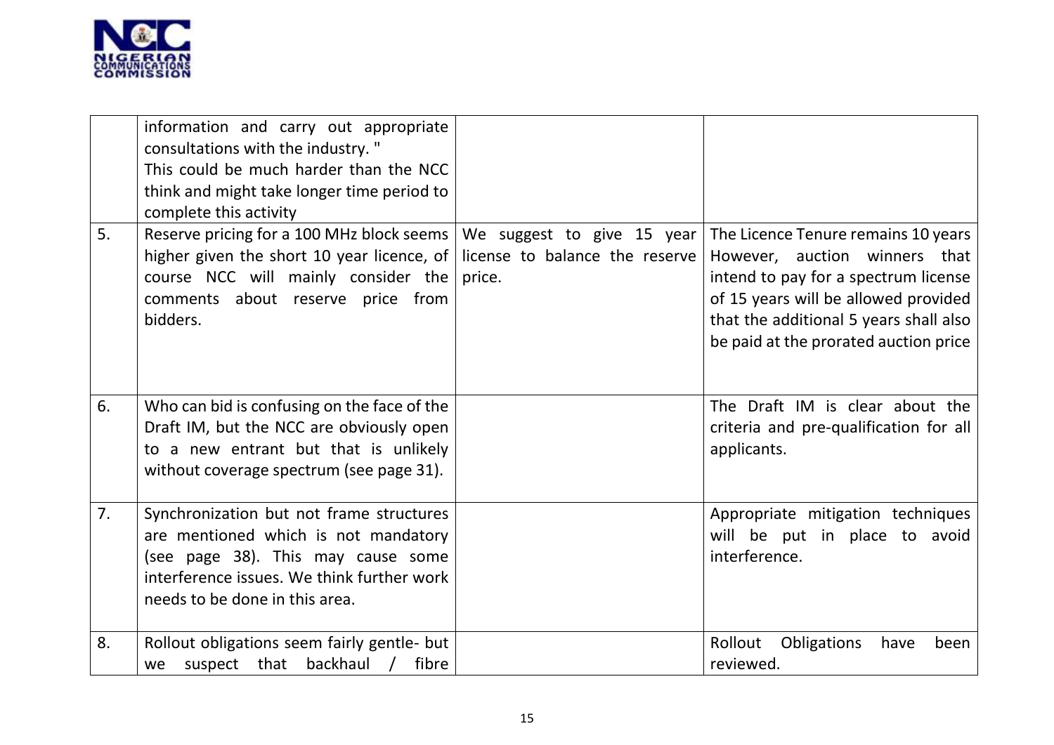| | | | |
|---|---|---|---|
| | information and carry out appropriate consultations with the industry. " This could be much harder than the NCC think and might take longer time period to complete this activity | | |
| 5. | Reserve pricing for a 100 MHz block seems higher given the short 10 year licence, of course NCC will mainly consider the comments about reserve price from bidders. | We suggest to give 15 year license to balance the reserve price. | The Licence Tenure remains 10 years However, auction winners that intend to pay for a spectrum license of 15 years will be allowed provided that the additional 5 years shall also be paid at the prorated auction price |
| 6. | Who can bid is confusing on the face of the Draft IM, but the NCC are obviously open to a new entrant but that is unlikely without coverage spectrum (see page 31). | | The Draft IM is clear about the criteria and pre-qualification for all applicants. |
| 7. | Synchronization but not frame structures are mentioned which is not mandatory (see page 38). This may cause some interference issues. We think further work needs to be done in this area. | | Appropriate mitigation techniques will be put in place to avoid interference. |
| 8. | Rollout obligations seem fairly gentle- but we suspect that backhaul / fibre | | Rollout Obligations have been reviewed. |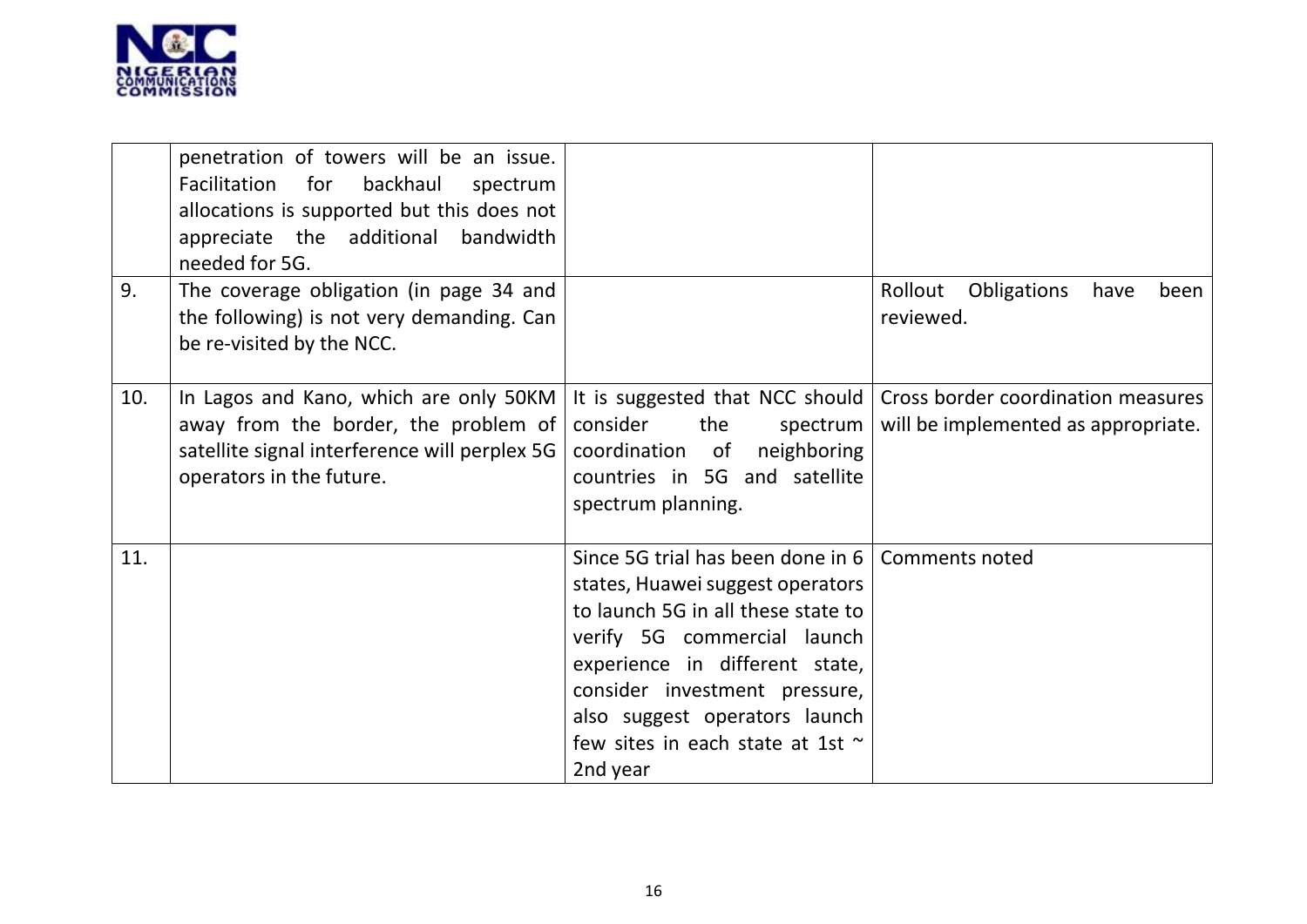| | | | |
|---|---|---|---|
| | penetration of towers will be an issue. Facilitation for backhaul spectrum allocations is supported but this does not appreciate the additional bandwidth needed for 5G. | | |
| 9. | The coverage obligation (in page 34 and the following) is not very demanding. Can be re-visited by the NCC. | | Rollout Obligations have been reviewed. |
| 10. | In Lagos and Kano, which are only 50KM away from the border, the problem of satellite signal interference will perplex 5G operators in the future. | It is suggested that NCC should consider the spectrum coordination of neighboring countries in 5G and satellite spectrum planning. | Cross border coordination measures will be implemented as appropriate. |
| 11. | | Since 5G trial has been done in 6 states, Huawei suggest operators to launch 5G in all these state to verify 5G commercial launch experience in different state, consider investment pressure, also suggest operators launch few sites in each state at 1st ~ 2nd year | Comments noted |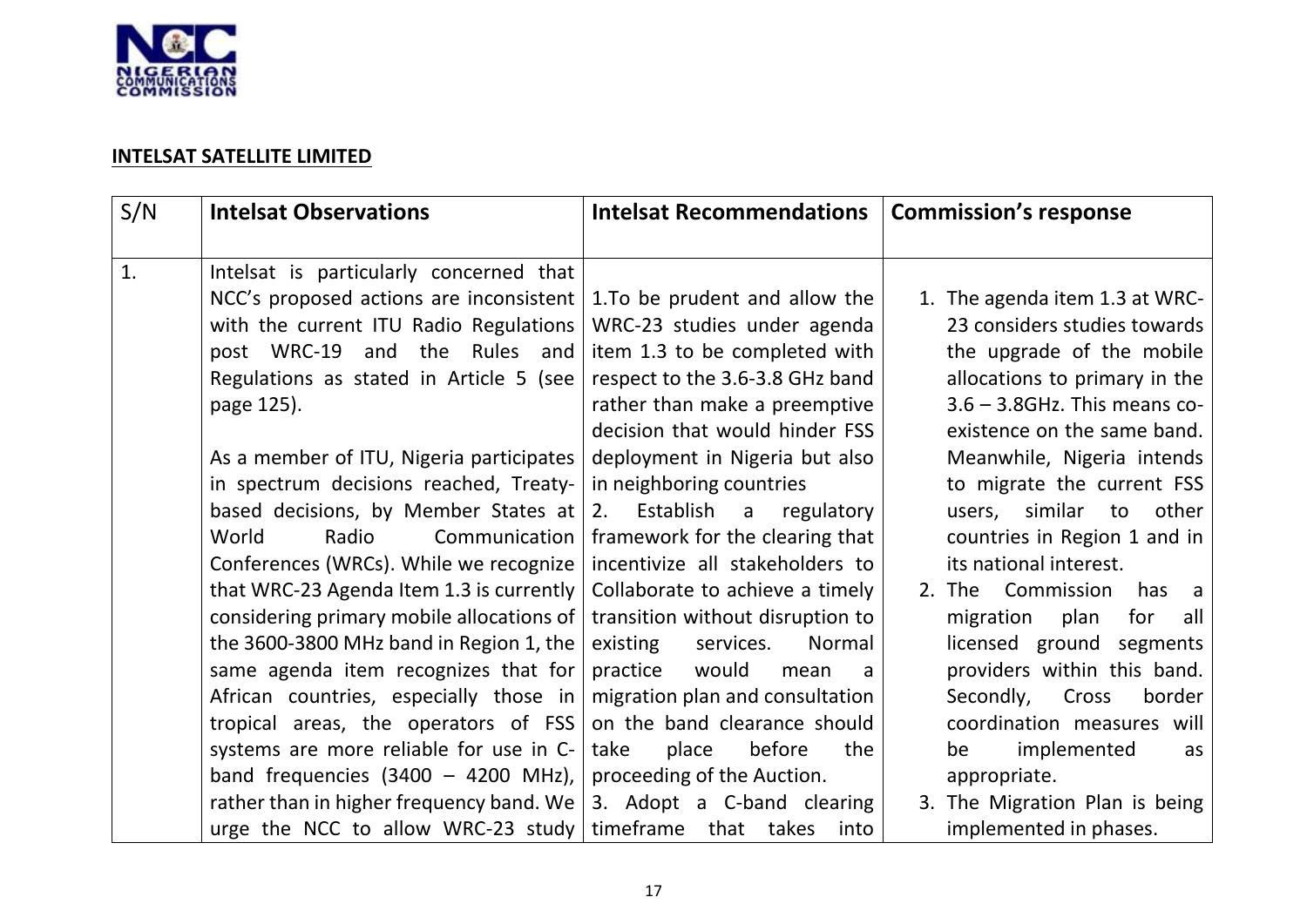**INTELSAT SATELLITE LIMITED**

| S/N | Intelsat Observations | Intelsat Recommendations | Commission's response |
|---|---|---|---|
| 1. | Intelsat is particularly concerned that NCC's proposed actions are inconsistent with the current ITU Radio Regulations post WRC-19 and the Rules and Regulations as stated in Article 5 (see page 125).<br><br>As a member of ITU, Nigeria participates in spectrum decisions reached, Treaty-based decisions, by Member States at World Radio Communication Conferences (WRCs). While we recognize that WRC-23 Agenda Item 1.3 is currently considering primary mobile allocations of the 3600-3800 MHz band in Region 1, the same agenda item recognizes that for African countries, especially those in tropical areas, the operators of FSS systems are more reliable for use in C-band frequencies (3400 – 4200 MHz), rather than in higher frequency band. We urge the NCC to allow WRC-23 study | 1.To be prudent and allow the WRC-23 studies under agenda item 1.3 to be completed with respect to the 3.6-3.8 GHz band rather than make a preemptive decision that would hinder FSS deployment in Nigeria but also in neighboring countries<br>2. Establish a regulatory framework for the clearing that incentivize all stakeholders to Collaborate to achieve a timely transition without disruption to existing services. Normal practice would mean a migration plan and consultation on the band clearance should take place before the proceeding of the Auction.<br>3. Adopt a C-band clearing timeframe that takes into | 1. The agenda item 1.3 at WRC-23 considers studies towards the upgrade of the mobile allocations to primary in the 3.6 – 3.8GHz. This means co-existence on the same band. Meanwhile, Nigeria intends to migrate the current FSS users, similar to other countries in Region 1 and in its national interest.<br>2. The Commission has a migration plan for all licensed ground segments providers within this band. Secondly, Cross border coordination measures will be implemented as appropriate.<br>3. The Migration Plan is being implemented in phases. |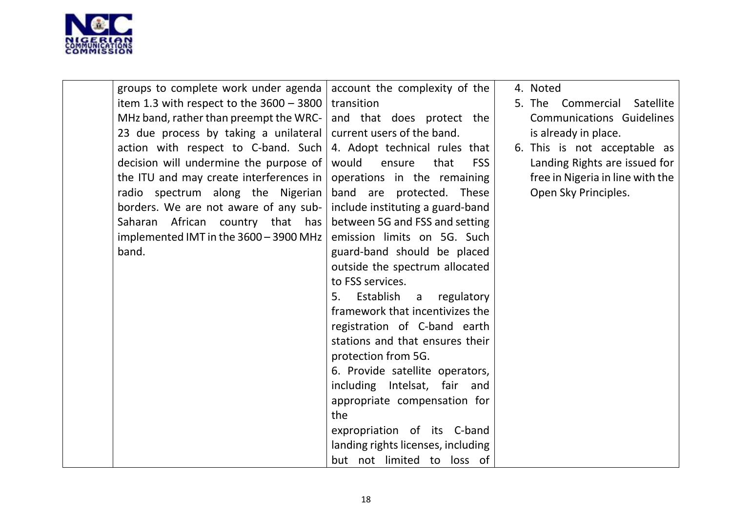| | | | |
|---|---|---|---|
| | groups to complete work under agenda item 1.3 with respect to the 3600 – 3800 MHz band, rather than preempt the WRC-23 due process by taking a unilateral action with respect to C-band. Such decision will undermine the purpose of the ITU and may create interferences in radio spectrum along the Nigerian borders. We are not aware of any sub-Saharan African country that has implemented IMT in the 3600 – 3900 MHz band. | account the complexity of the transition and that does protect the current users of the band.<br>4. Adopt technical rules that would ensure that FSS operations in the remaining band are protected. These include instituting a guard-band between 5G and FSS and setting emission limits on 5G. Such guard-band should be placed outside the spectrum allocated to FSS services.<br>5. Establish a regulatory framework that incentivizes the registration of C-band earth stations and that ensures their protection from 5G.<br>6. Provide satellite operators, including Intelsat, fair and appropriate compensation for the expropriation of its C-band landing rights licenses, including but not limited to loss of | 4. Noted<br>5. The Commercial Satellite Communications Guidelines is already in place.<br>6. This is not acceptable as Landing Rights are issued for free in Nigeria in line with the Open Sky Principles. |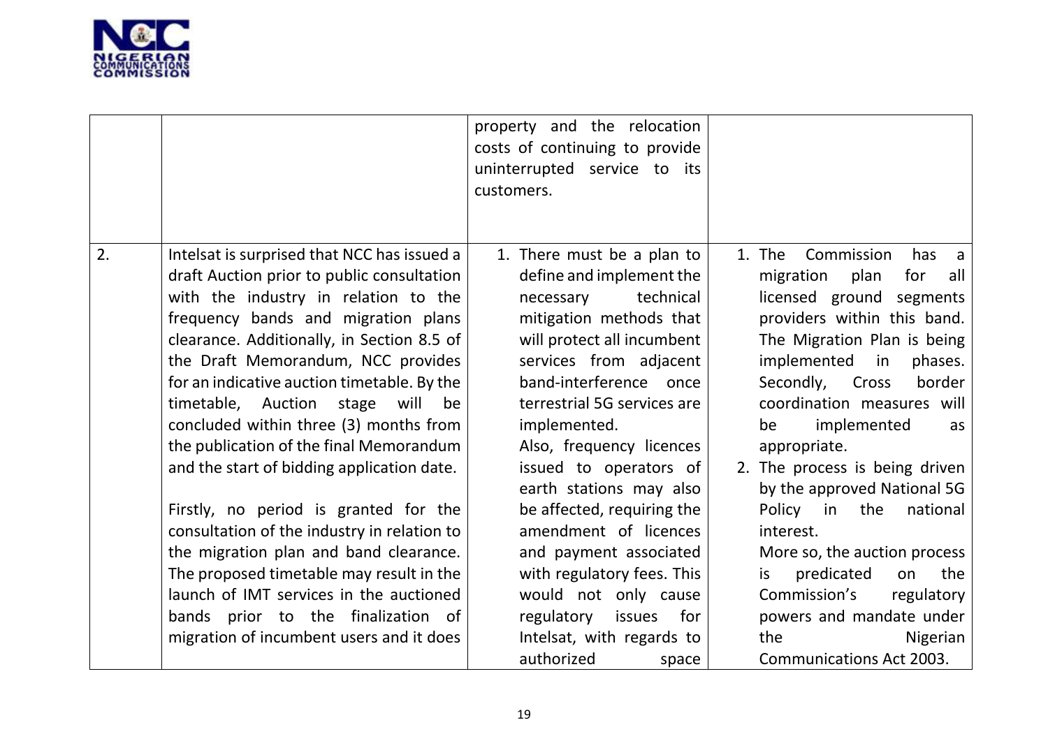| | | | |
|---|---|---|---|
| | | property and the relocation costs of continuing to provide uninterrupted service to its customers. | |
| 2. | Intelsat is surprised that NCC has issued a draft Auction prior to public consultation with the industry in relation to the frequency bands and migration plans clearance. Additionally, in Section 8.5 of the Draft Memorandum, NCC provides for an indicative auction timetable. By the timetable, Auction stage will be concluded within three (3) months from the publication of the final Memorandum and the start of bidding application date.<br><br>Firstly, no period is granted for the consultation of the industry in relation to the migration plan and band clearance. The proposed timetable may result in the launch of IMT services in the auctioned bands prior to the finalization of migration of incumbent users and it does | 1. There must be a plan to define and implement the necessary technical mitigation methods that will protect all incumbent services from adjacent band-interference once terrestrial 5G services are implemented.<br>Also, frequency licences issued to operators of earth stations may also be affected, requiring the amendment of licences and payment associated with regulatory fees. This would not only cause regulatory issues for Intelsat, with regards to authorized space | 1. The Commission has a migration plan for all licensed ground segments providers within this band. The Migration Plan is being implemented in phases. Secondly, Cross border coordination measures will be implemented as appropriate.<br>2. The process is being driven by the approved National 5G Policy in the national interest.<br>More so, the auction process is predicated on the Commission's regulatory powers and mandate under the Nigerian Communications Act 2003. |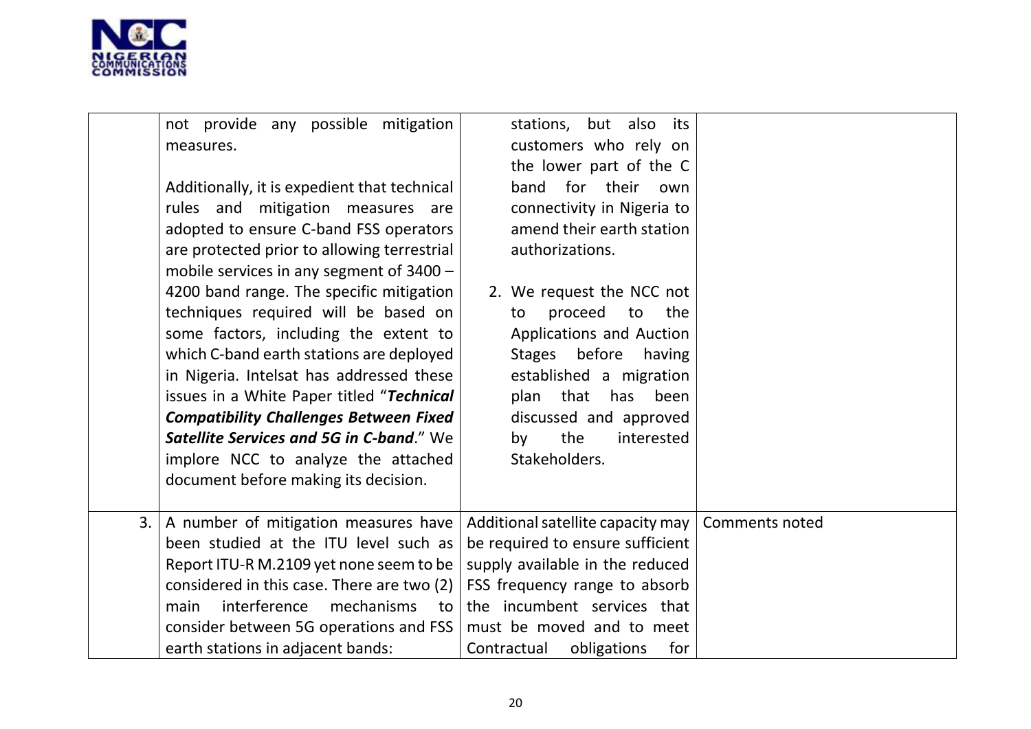| | | | |
|---|---|---|---|
| | not provide any possible mitigation measures.<br><br>Additionally, it is expedient that technical rules and mitigation measures are adopted to ensure C-band FSS operators are protected prior to allowing terrestrial mobile services in any segment of 3400 – 4200 band range. The specific mitigation techniques required will be based on some factors, including the extent to which C-band earth stations are deployed in Nigeria. Intelsat has addressed these issues in a White Paper titled "***Technical Compatibility Challenges Between Fixed Satellite Services and 5G in C-band***." We implore NCC to analyze the attached document before making its decision. | stations, but also its customers who rely on the lower part of the C band for their own connectivity in Nigeria to amend their earth station authorizations.<br><br>2. We request the NCC not to proceed to the Applications and Auction Stages before having established a migration plan that has been discussed and approved by the interested Stakeholders. | |
| 3. | A number of mitigation measures have been studied at the ITU level such as Report ITU-R M.2109 yet none seem to be considered in this case. There are two (2) main interference mechanisms to consider between 5G operations and FSS earth stations in adjacent bands: | Additional satellite capacity may be required to ensure sufficient supply available in the reduced FSS frequency range to absorb the incumbent services that must be moved and to meet Contractual obligations for | Comments noted |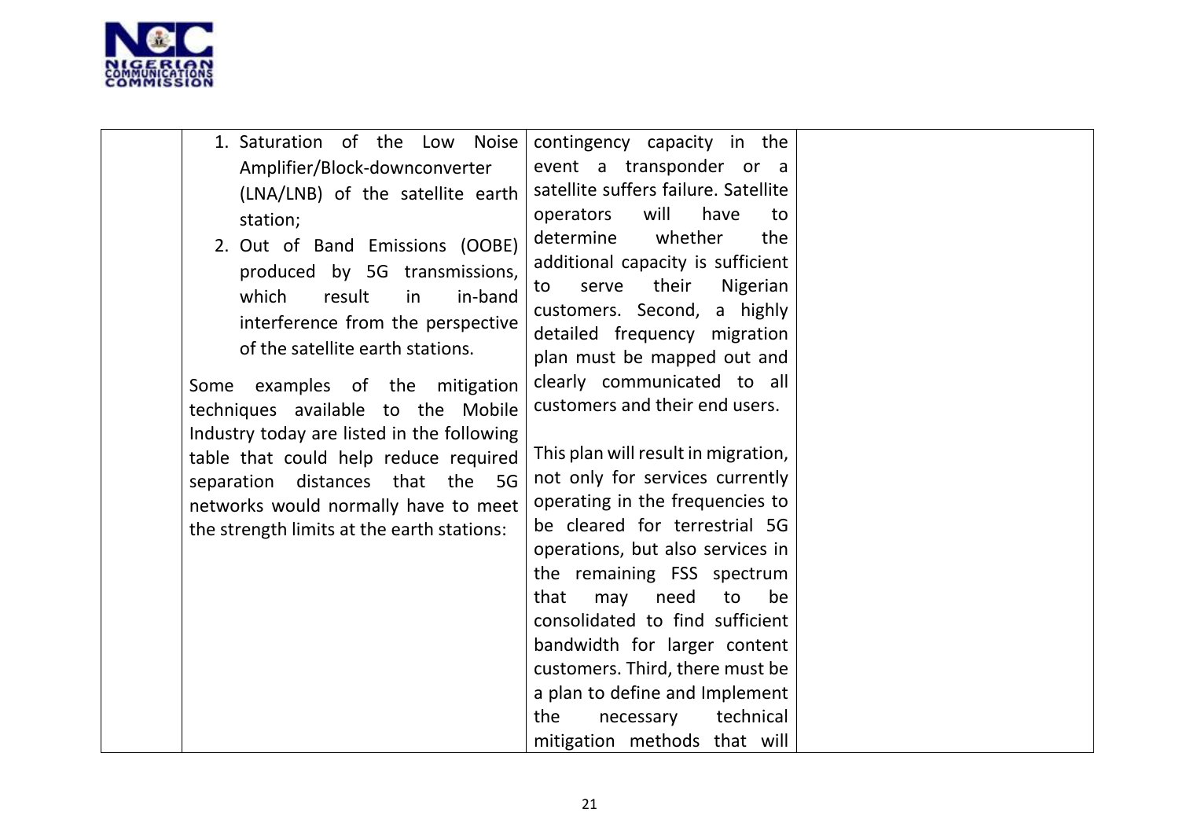| | | | |
|---|---|---|---|
| | 1. Saturation of the Low Noise Amplifier/Block-downconverter (LNA/LNB) of the satellite earth station;<br>2. Out of Band Emissions (OOBE) produced by 5G transmissions, which result in in-band interference from the perspective of the satellite earth stations.<br><br>Some examples of the mitigation techniques available to the Mobile Industry today are listed in the following table that could help reduce required separation distances that the 5G networks would normally have to meet the strength limits at the earth stations: | contingency capacity in the event a transponder or a satellite suffers failure. Satellite operators will have to determine whether the additional capacity is sufficient to serve their Nigerian customers. Second, a highly detailed frequency migration plan must be mapped out and clearly communicated to all customers and their end users.<br><br>This plan will result in migration, not only for services currently operating in the frequencies to be cleared for terrestrial 5G operations, but also services in the remaining FSS spectrum that may need to be consolidated to find sufficient bandwidth for larger content customers. Third, there must be a plan to define and Implement the necessary technical mitigation methods that will | |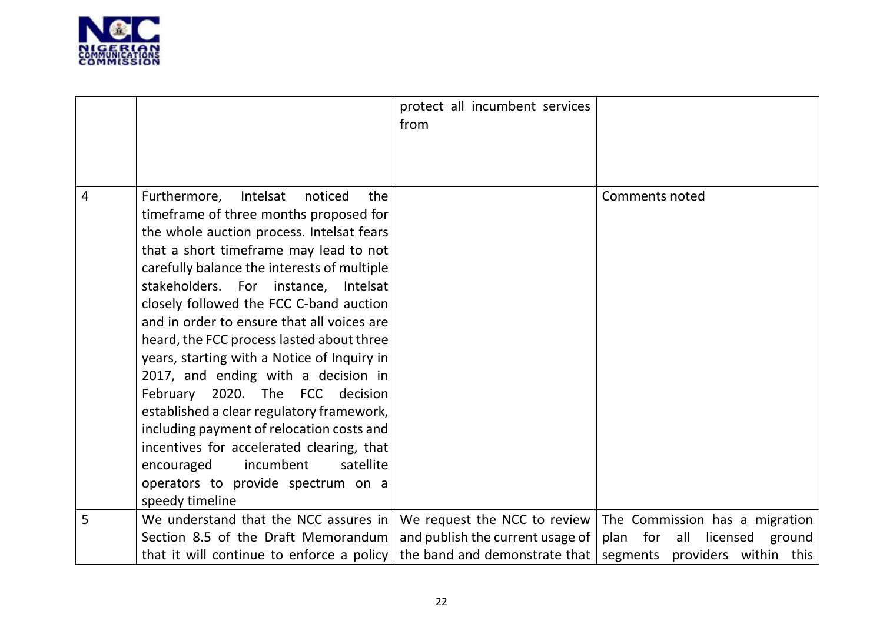| | | | |
|---|---|---|---|
| | | protect all incumbent services from | |
| 4 | Furthermore, Intelsat noticed the timeframe of three months proposed for the whole auction process. Intelsat fears that a short timeframe may lead to not carefully balance the interests of multiple stakeholders. For instance, Intelsat closely followed the FCC C-band auction and in order to ensure that all voices are heard, the FCC process lasted about three years, starting with a Notice of Inquiry in 2017, and ending with a decision in February 2020. The FCC decision established a clear regulatory framework, including payment of relocation costs and incentives for accelerated clearing, that encouraged incumbent satellite operators to provide spectrum on a speedy timeline | | Comments noted |
| 5 | We understand that the NCC assures in Section 8.5 of the Draft Memorandum that it will continue to enforce a policy | We request the NCC to review and publish the current usage of the band and demonstrate that | The Commission has a migration plan for all licensed ground segments providers within this |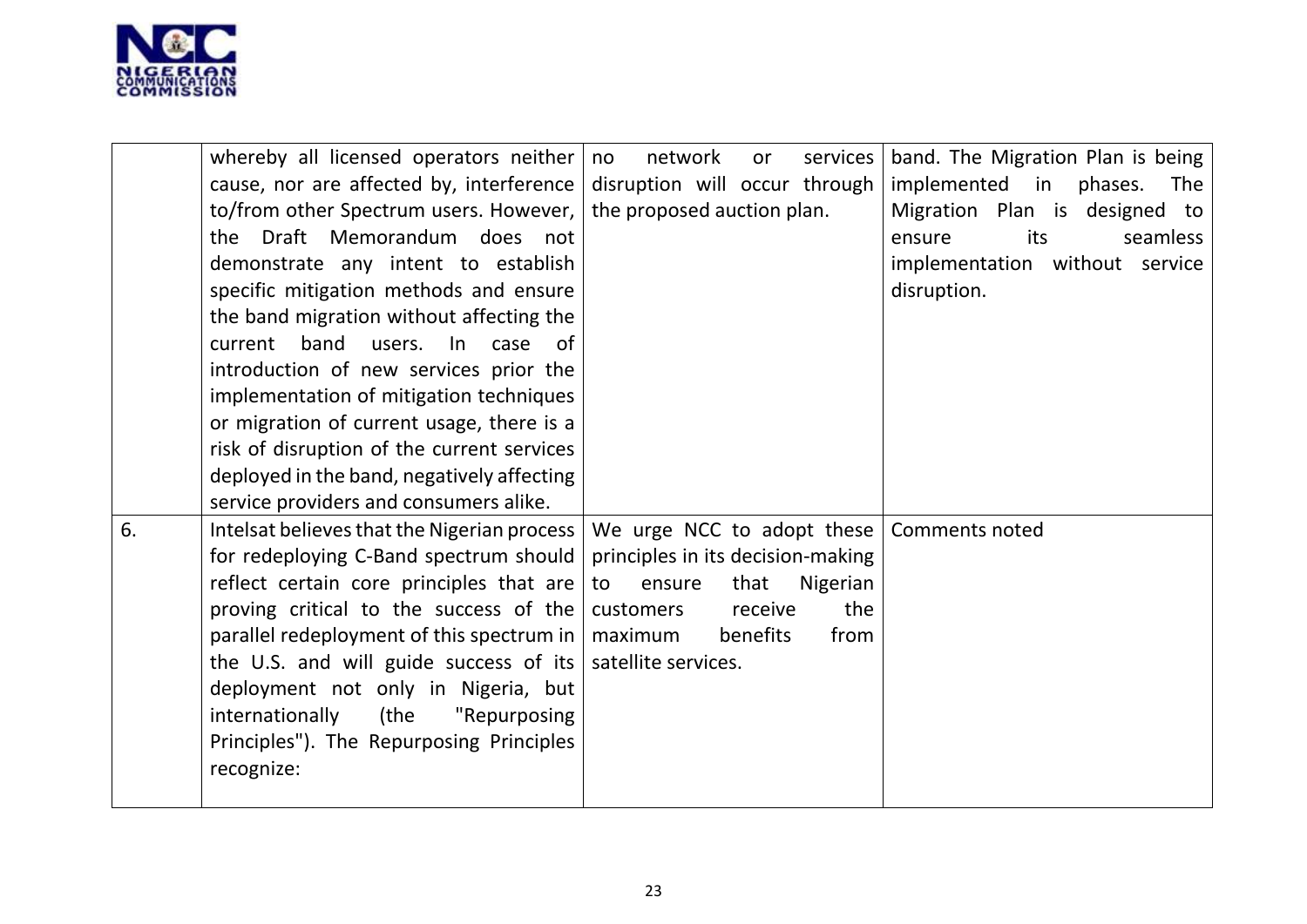| | | | |
|---|---|---|---|
| | whereby all licensed operators neither cause, nor are affected by, interference to/from other Spectrum users. However, the Draft Memorandum does not demonstrate any intent to establish specific mitigation methods and ensure the band migration without affecting the current band users. In case of introduction of new services prior the implementation of mitigation techniques or migration of current usage, there is a risk of disruption of the current services deployed in the band, negatively affecting service providers and consumers alike. | no network or services disruption will occur through the proposed auction plan. | band. The Migration Plan is being implemented in phases. The Migration Plan is designed to ensure its seamless implementation without service disruption. |
| 6. | Intelsat believes that the Nigerian process for redeploying C-Band spectrum should reflect certain core principles that are proving critical to the success of the parallel redeployment of this spectrum in the U.S. and will guide success of its deployment not only in Nigeria, but internationally (the "Repurposing Principles"). The Repurposing Principles recognize: | We urge NCC to adopt these principles in its decision-making to ensure that Nigerian customers receive the maximum benefits from satellite services. | Comments noted |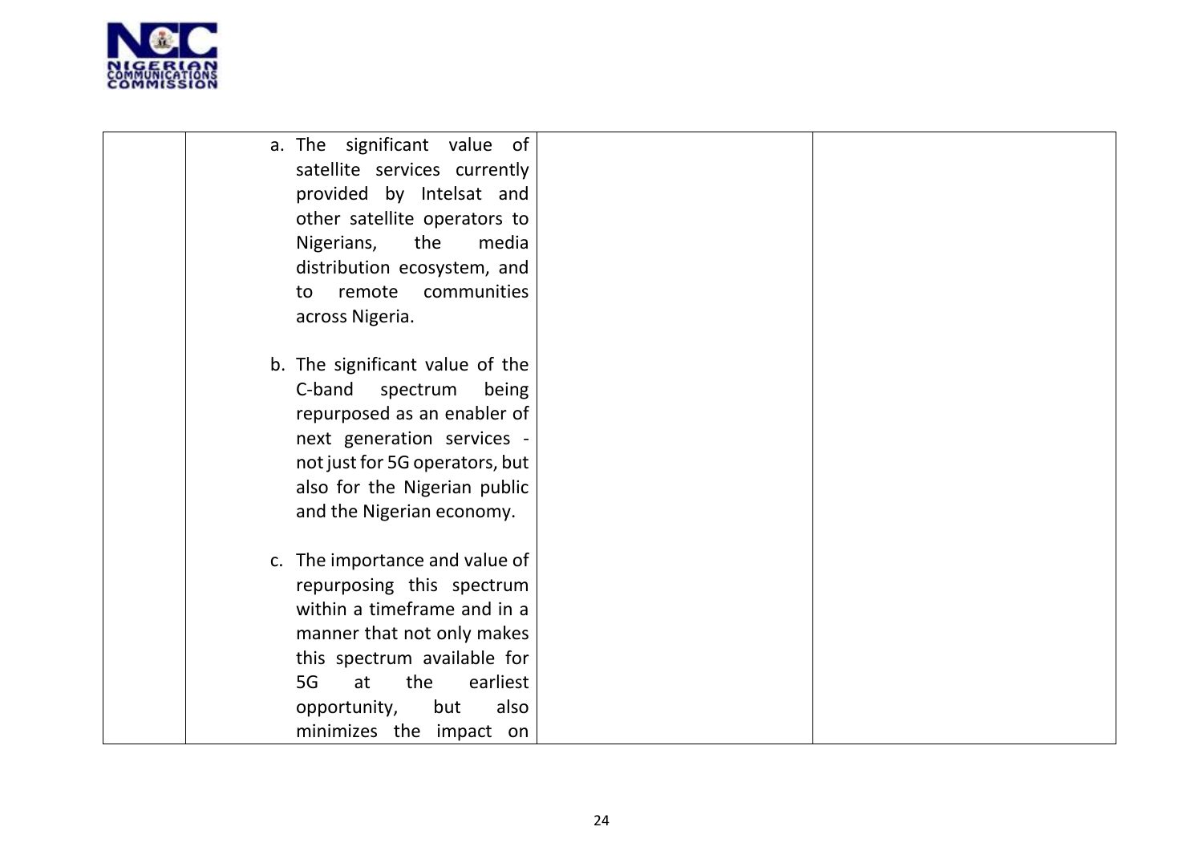| | | | |
|---|---|---|---|
| | a. The significant value of satellite services currently provided by Intelsat and other satellite operators to Nigerians, the media distribution ecosystem, and to remote communities across Nigeria.<br><br>b. The significant value of the C-band spectrum being repurposed as an enabler of next generation services - not just for 5G operators, but also for the Nigerian public and the Nigerian economy.<br><br>c. The importance and value of repurposing this spectrum within a timeframe and in a manner that not only makes this spectrum available for 5G at the earliest opportunity, but also minimizes the impact on | | |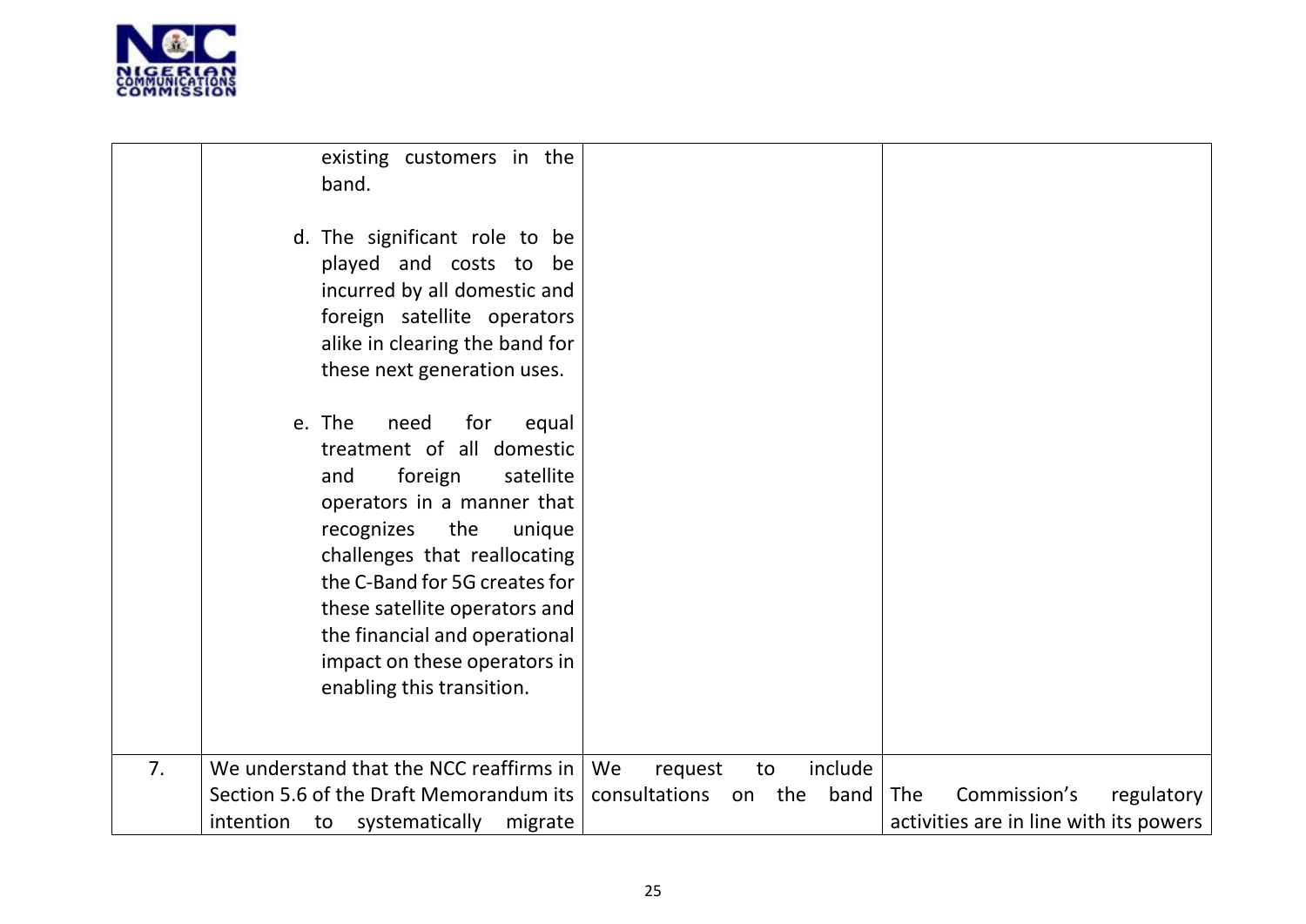| | | | |
|---|---|---|---|
| | existing customers in the band.<br><br>d. The significant role to be played and costs to be incurred by all domestic and foreign satellite operators alike in clearing the band for these next generation uses.<br><br>e. The need for equal treatment of all domestic and foreign satellite operators in a manner that recognizes the unique challenges that reallocating the C-Band for 5G creates for these satellite operators and the financial and operational impact on these operators in enabling this transition. | | |
| 7. | We understand that the NCC reaffirms in Section 5.6 of the Draft Memorandum its intention to systematically migrate | We request to include consultations on the band | The Commission's regulatory activities are in line with its powers |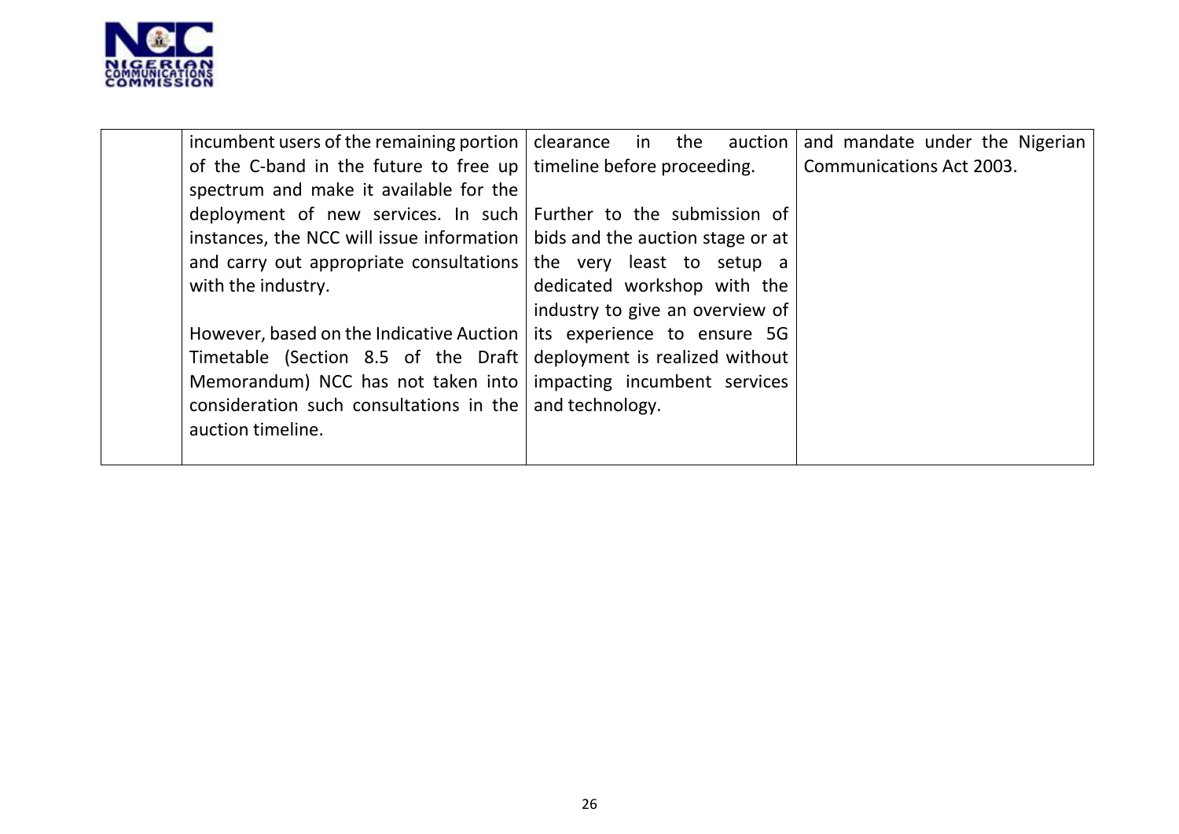| | | | |
|---|---|---|---|
| | incumbent users of the remaining portion of the C-band in the future to free up spectrum and make it available for the deployment of new services. In such instances, the NCC will issue information and carry out appropriate consultations with the industry.<br><br>However, based on the Indicative Auction Timetable (Section 8.5 of the Draft Memorandum) NCC has not taken into consideration such consultations in the auction timeline. | clearance in the auction timeline before proceeding.<br><br>Further to the submission of bids and the auction stage or at the very least to setup a dedicated workshop with the industry to give an overview of its experience to ensure 5G deployment is realized without impacting incumbent services and technology. | and mandate under the Nigerian Communications Act 2003. |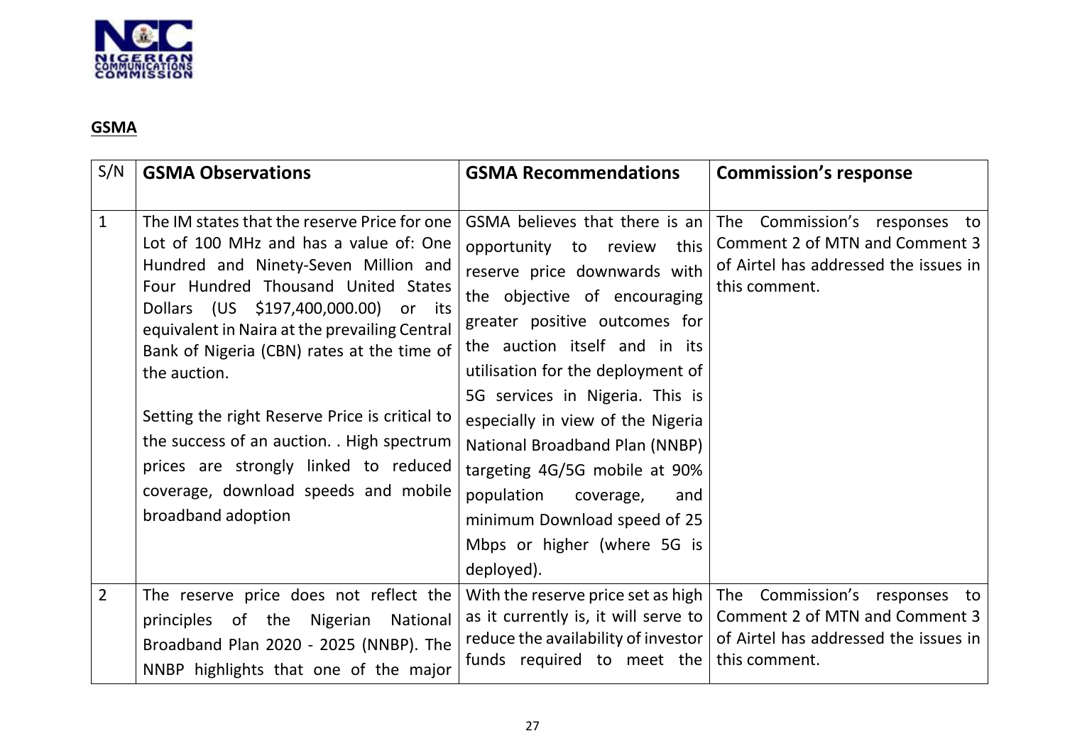## GSMA

| S/N | GSMA Observations | GSMA Recommendations | Commission's response |
|---|---|---|---|
| 1 | The IM states that the reserve Price for one Lot of 100 MHz and has a value of: One Hundred and Ninety-Seven Million and Four Hundred Thousand United States Dollars (US $197,400,000.00) or its equivalent in Naira at the prevailing Central Bank of Nigeria (CBN) rates at the time of the auction.<br><br>Setting the right Reserve Price is critical to the success of an auction. . High spectrum prices are strongly linked to reduced coverage, download speeds and mobile broadband adoption | GSMA believes that there is an opportunity to review this reserve price downwards with the objective of encouraging greater positive outcomes for the auction itself and in its utilisation for the deployment of 5G services in Nigeria. This is especially in view of the Nigeria National Broadband Plan (NNBP) targeting 4G/5G mobile at 90% population coverage, and minimum Download speed of 25 Mbps or higher (where 5G is deployed). | The Commission's responses to Comment 2 of MTN and Comment 3 of Airtel has addressed the issues in this comment. |
| 2 | The reserve price does not reflect the principles of the Nigerian National Broadband Plan 2020 - 2025 (NNBP). The NNBP highlights that one of the major | With the reserve price set as high as it currently is, it will serve to reduce the availability of investor funds required to meet the | The Commission's responses to Comment 2 of MTN and Comment 3 of Airtel has addressed the issues in this comment. |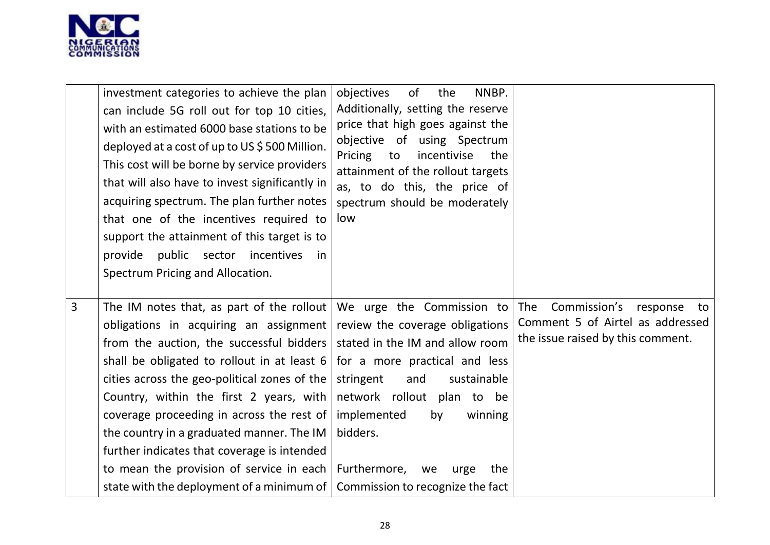| | | | |
|---|---|---|---|
| | investment categories to achieve the plan can include 5G roll out for top 10 cities, with an estimated 6000 base stations to be deployed at a cost of up to US $ 500 Million. This cost will be borne by service providers that will also have to invest significantly in acquiring spectrum. The plan further notes that one of the incentives required to support the attainment of this target is to provide public sector incentives in Spectrum Pricing and Allocation. | objectives of the NNBP. Additionally, setting the reserve price that high goes against the objective of using Spectrum Pricing to incentivise the attainment of the rollout targets as, to do this, the price of spectrum should be moderately low | |
| 3 | The IM notes that, as part of the rollout obligations in acquiring an assignment from the auction, the successful bidders shall be obligated to rollout in at least 6 cities across the geo-political zones of the Country, within the first 2 years, with coverage proceeding in across the rest of the country in a graduated manner. The IM further indicates that coverage is intended to mean the provision of service in each state with the deployment of a minimum of | We urge the Commission to review the coverage obligations stated in the IM and allow room for a more practical and less stringent and sustainable network rollout plan to be implemented by winning bidders.<br><br>Furthermore, we urge the Commission to recognize the fact | The Commission's response to Comment 5 of Airtel as addressed the issue raised by this comment. |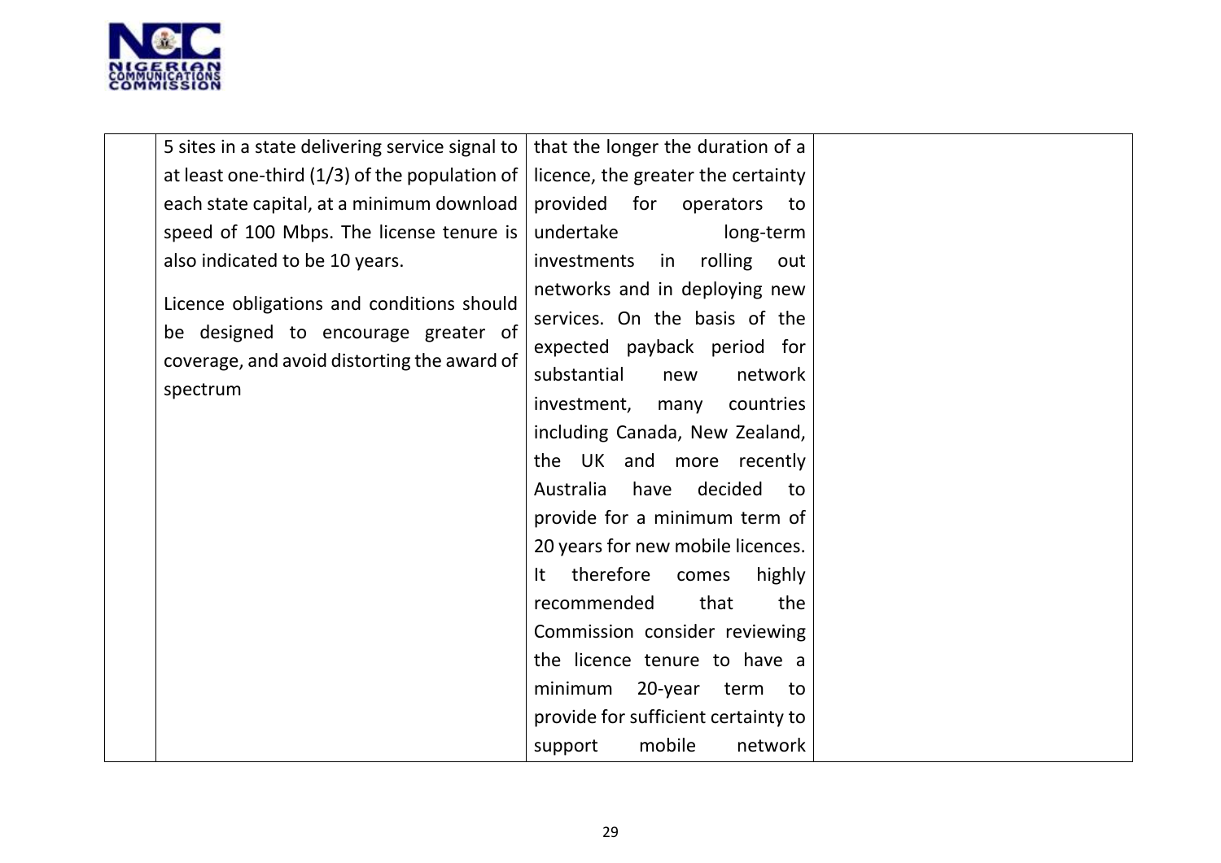| | | | |
|---|---|---|---|
| | 5 sites in a state delivering service signal to at least one-third (1/3) of the population of each state capital, at a minimum download speed of 100 Mbps. The license tenure is also indicated to be 10 years.<br><br>Licence obligations and conditions should be designed to encourage greater of coverage, and avoid distorting the award of spectrum | that the longer the duration of a licence, the greater the certainty provided for operators to undertake long-term investments in rolling out networks and in deploying new services. On the basis of the expected payback period for substantial new network investment, many countries including Canada, New Zealand, the UK and more recently Australia have decided to provide for a minimum term of 20 years for new mobile licences. It therefore comes highly recommended that the Commission consider reviewing the licence tenure to have a minimum 20-year term to provide for sufficient certainty to support mobile network | |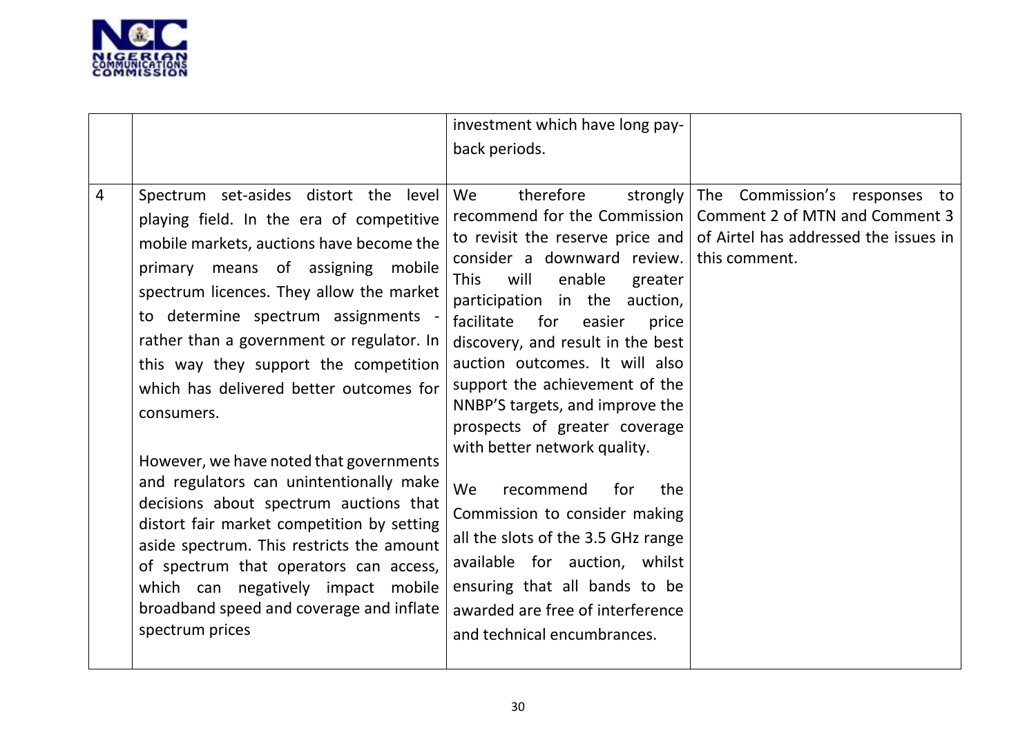| | | | |
|---|---|---|---|
| | | investment which have long pay-back periods. | |
| 4 | Spectrum set-asides distort the level playing field. In the era of competitive mobile markets, auctions have become the primary means of assigning mobile spectrum licences. They allow the market to determine spectrum assignments - rather than a government or regulator. In this way they support the competition which has delivered better outcomes for consumers.<br><br>However, we have noted that governments and regulators can unintentionally make decisions about spectrum auctions that distort fair market competition by setting aside spectrum. This restricts the amount of spectrum that operators can access, which can negatively impact mobile broadband speed and coverage and inflate spectrum prices | We therefore strongly recommend for the Commission to revisit the reserve price and consider a downward review. This will enable greater participation in the auction, facilitate for easier price discovery, and result in the best auction outcomes. It will also support the achievement of the NNBP'S targets, and improve the prospects of greater coverage with better network quality.<br><br>We recommend for the Commission to consider making all the slots of the 3.5 GHz range available for auction, whilst ensuring that all bands to be awarded are free of interference and technical encumbrances. | The Commission's responses to Comment 2 of MTN and Comment 3 of Airtel has addressed the issues in this comment. |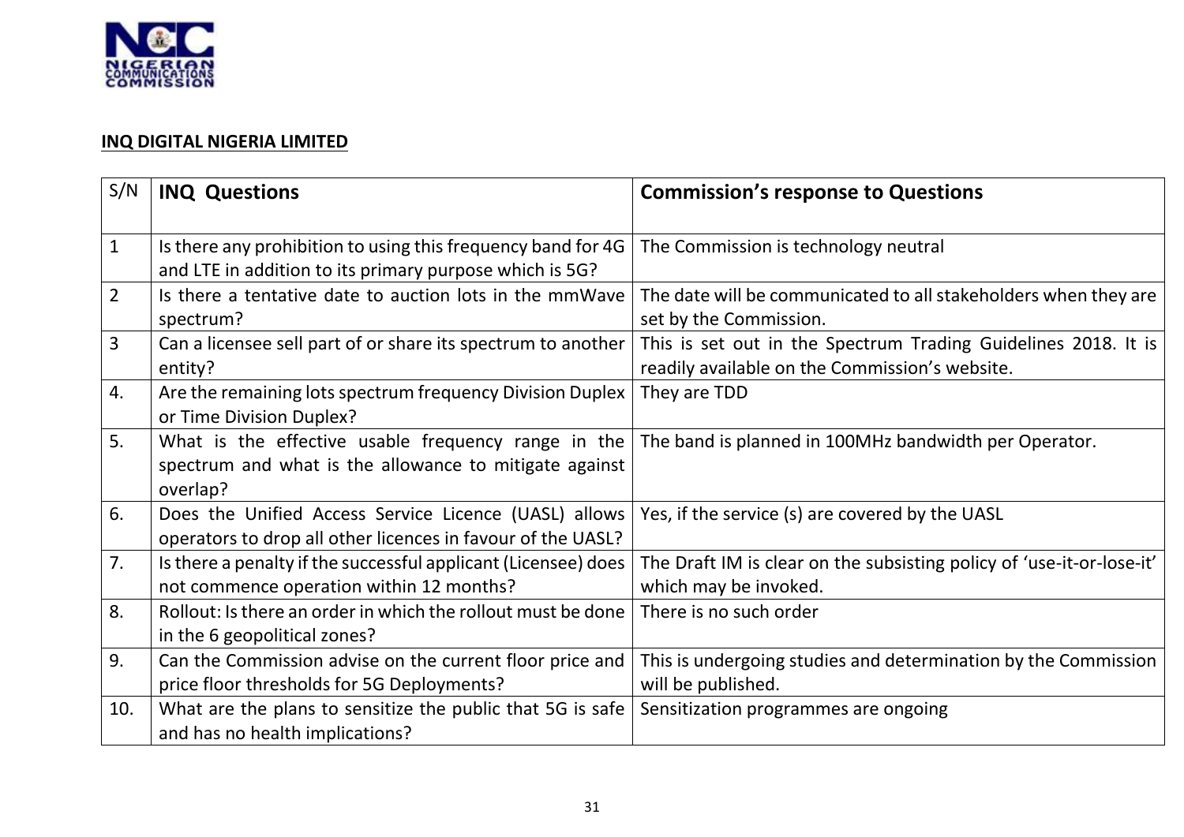**INQ DIGITAL NIGERIA LIMITED**

| S/N | INQ Questions | Commission's response to Questions |
|---|---|---|
| 1 | Is there any prohibition to using this frequency band for 4G and LTE in addition to its primary purpose which is 5G? | The Commission is technology neutral |
| 2 | Is there a tentative date to auction lots in the mmWave spectrum? | The date will be communicated to all stakeholders when they are set by the Commission. |
| 3 | Can a licensee sell part of or share its spectrum to another entity? | This is set out in the Spectrum Trading Guidelines 2018. It is readily available on the Commission's website. |
| 4. | Are the remaining lots spectrum frequency Division Duplex or Time Division Duplex? | They are TDD |
| 5. | What is the effective usable frequency range in the spectrum and what is the allowance to mitigate against overlap? | The band is planned in 100MHz bandwidth per Operator. |
| 6. | Does the Unified Access Service Licence (UASL) allows operators to drop all other licences in favour of the UASL? | Yes, if the service (s) are covered by the UASL |
| 7. | Is there a penalty if the successful applicant (Licensee) does not commence operation within 12 months? | The Draft IM is clear on the subsisting policy of 'use-it-or-lose-it' which may be invoked. |
| 8. | Rollout: Is there an order in which the rollout must be done in the 6 geopolitical zones? | There is no such order |
| 9. | Can the Commission advise on the current floor price and price floor thresholds for 5G Deployments? | This is undergoing studies and determination by the Commission will be published. |
| 10. | What are the plans to sensitize the public that 5G is safe and has no health implications? | Sensitization programmes are ongoing |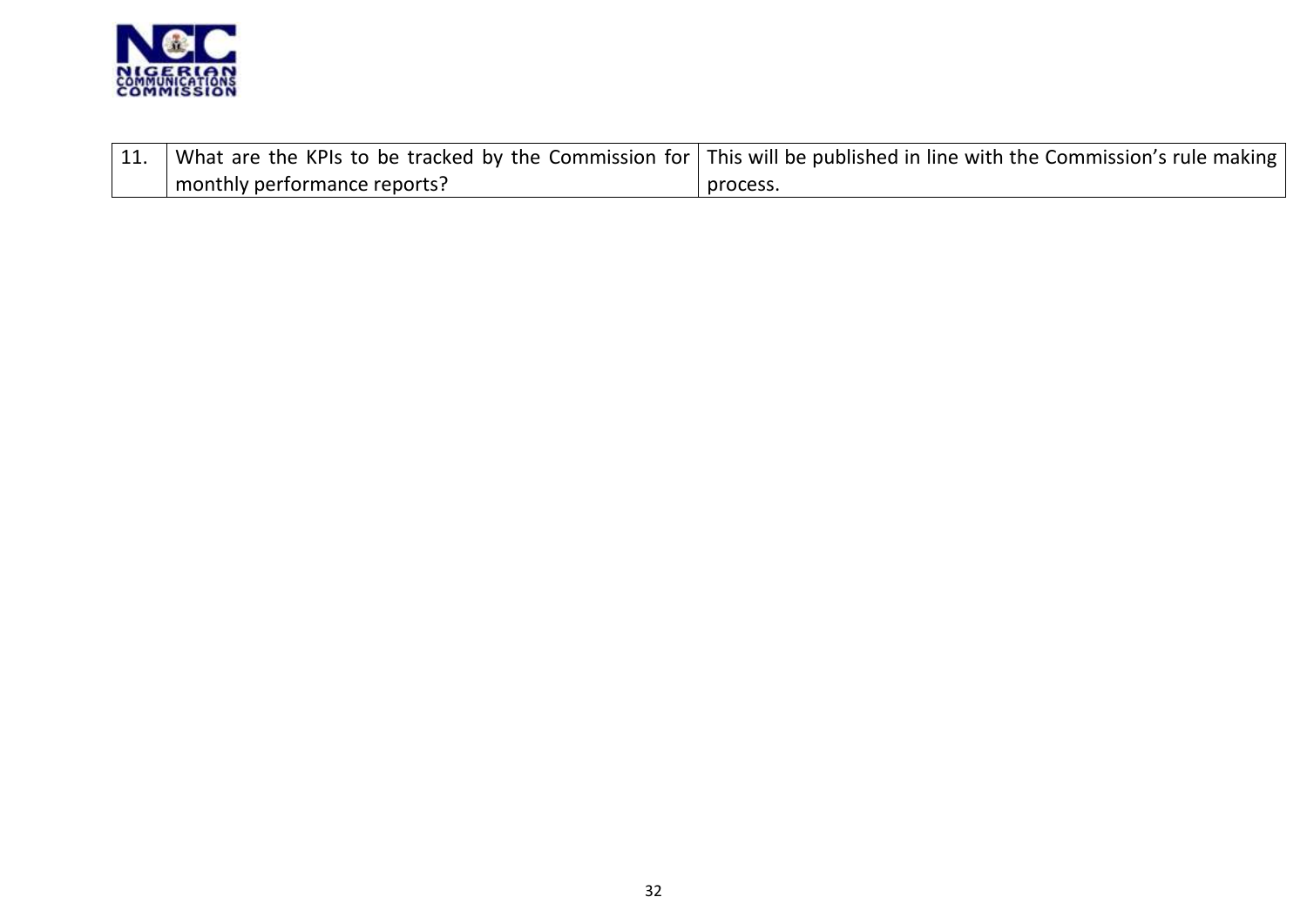| | | |
|---|---|---|
| 11. | What are the KPIs to be tracked by the Commission for monthly performance reports? | This will be published in line with the Commission's rule making process. |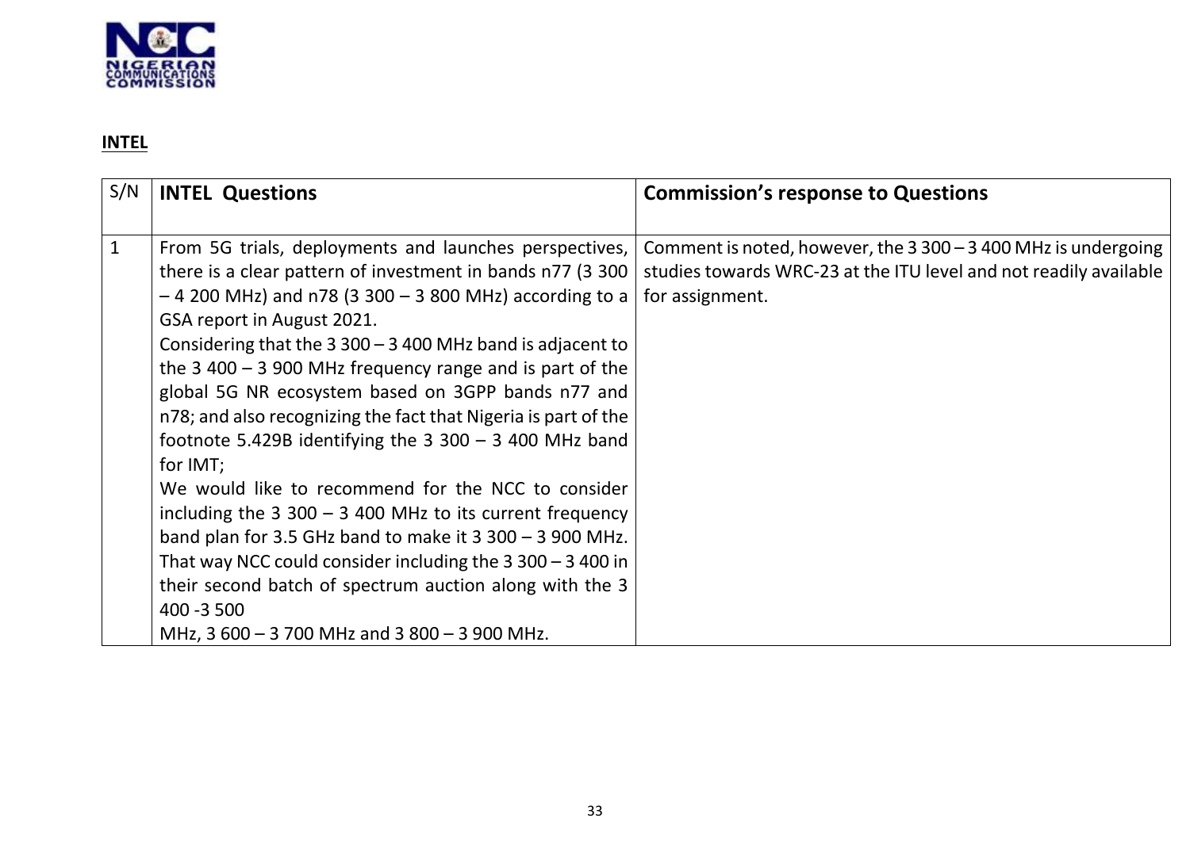**INTEL**

| S/N | INTEL Questions | Commission's response to Questions |
|---|---|---|
| 1 | From 5G trials, deployments and launches perspectives, there is a clear pattern of investment in bands n77 (3 300 – 4 200 MHz) and n78 (3 300 – 3 800 MHz) according to a GSA report in August 2021.<br>Considering that the 3 300 – 3 400 MHz band is adjacent to the 3 400 – 3 900 MHz frequency range and is part of the global 5G NR ecosystem based on 3GPP bands n77 and n78; and also recognizing the fact that Nigeria is part of the footnote 5.429B identifying the 3 300 – 3 400 MHz band for IMT;<br>We would like to recommend for the NCC to consider including the 3 300 – 3 400 MHz to its current frequency band plan for 3.5 GHz band to make it 3 300 – 3 900 MHz. That way NCC could consider including the 3 300 – 3 400 in their second batch of spectrum auction along with the 3 400 -3 500<br>MHz, 3 600 – 3 700 MHz and 3 800 – 3 900 MHz. | Comment is noted, however, the 3 300 – 3 400 MHz is undergoing studies towards WRC-23 at the ITU level and not readily available for assignment. |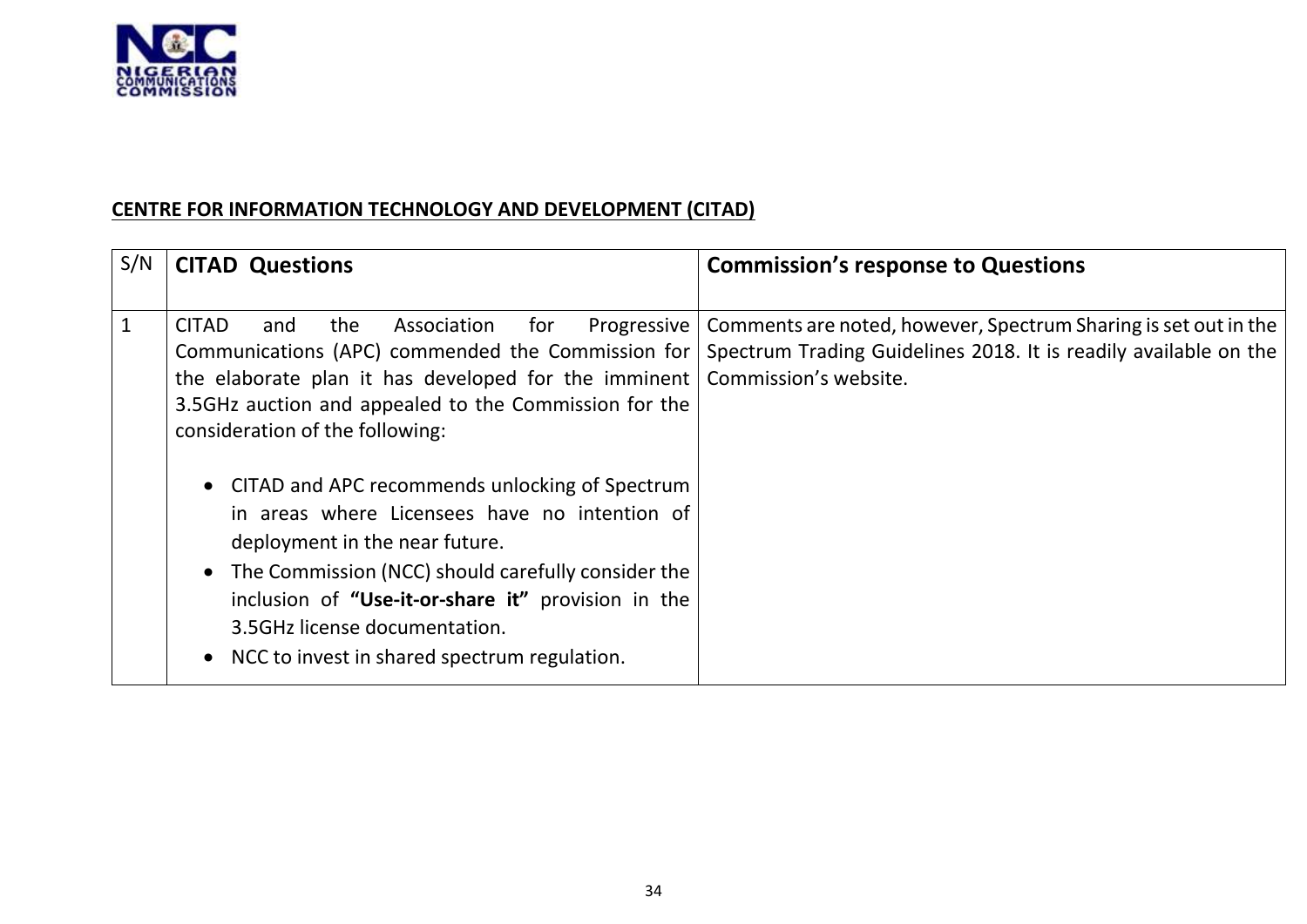**CENTRE FOR INFORMATION TECHNOLOGY AND DEVELOPMENT (CITAD)**

| S/N | **CITAD Questions** | **Commission's response to Questions** |
|---|---|---|
| 1 | CITAD and the Association for Progressive Communications (APC) commended the Commission for the elaborate plan it has developed for the imminent 3.5GHz auction and appealed to the Commission for the consideration of the following:<br><br>• CITAD and APC recommends unlocking of Spectrum in areas where Licensees have no intention of deployment in the near future.<br>• The Commission (NCC) should carefully consider the inclusion of **"Use-it-or-share it"** provision in the 3.5GHz license documentation.<br>• NCC to invest in shared spectrum regulation. | Comments are noted, however, Spectrum Sharing is set out in the Spectrum Trading Guidelines 2018. It is readily available on the Commission's website. |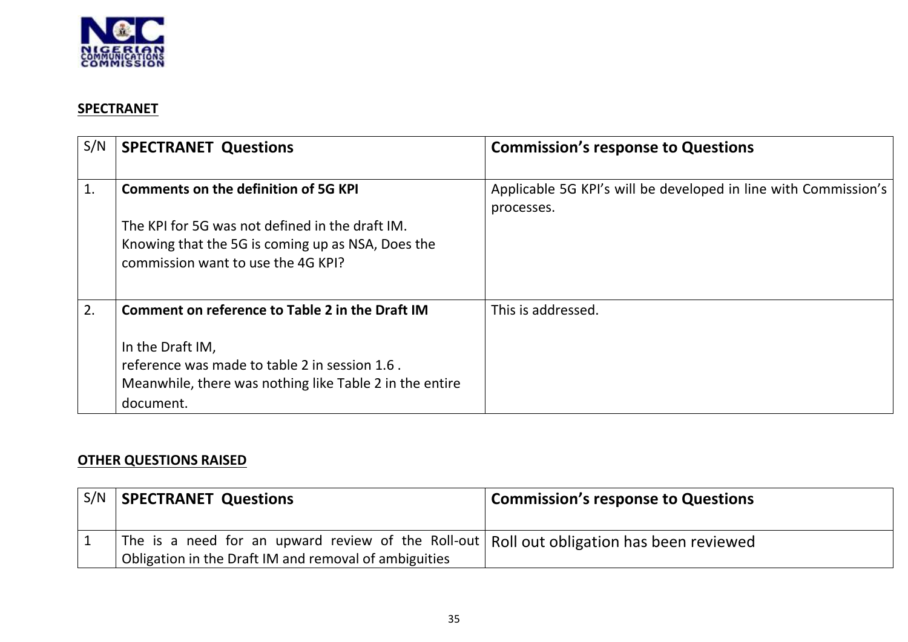**SPECTRANET**

| S/N | SPECTRANET Questions | Commission's response to Questions |
|---|---|---|
| 1. | **Comments on the definition of 5G KPI**<br><br>The KPI for 5G was not defined in the draft IM. Knowing that the 5G is coming up as NSA, Does the commission want to use the 4G KPI? | Applicable 5G KPI's will be developed in line with Commission's processes. |
| 2. | **Comment on reference to Table 2 in the Draft IM**<br><br>In the Draft IM, reference was made to table 2 in session 1.6 . Meanwhile, there was nothing like Table 2 in the entire document. | This is addressed. |

**OTHER QUESTIONS RAISED**

| S/N | SPECTRANET Questions | Commission's response to Questions |
|---|---|---|
| 1 | The is a need for an upward review of the Roll-out Obligation in the Draft IM and removal of ambiguities | Roll out obligation has been reviewed |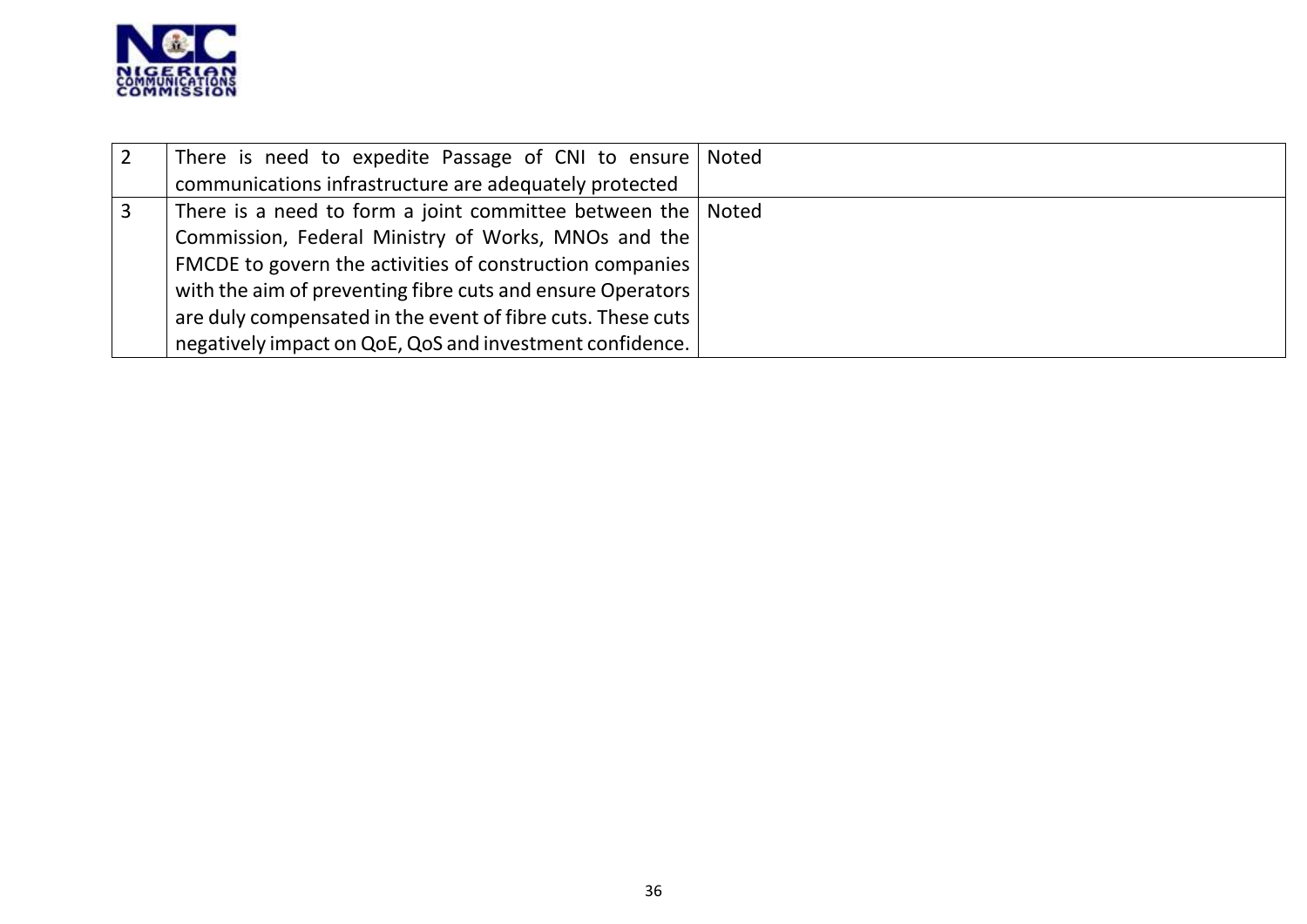| | | |
|---|---|---|
| 2 | There is need to expedite Passage of CNI to ensure communications infrastructure are adequately protected | Noted |
| 3 | There is a need to form a joint committee between the Commission, Federal Ministry of Works, MNOs and the FMCDE to govern the activities of construction companies with the aim of preventing fibre cuts and ensure Operators are duly compensated in the event of fibre cuts. These cuts negatively impact on QoE, QoS and investment confidence. | Noted |